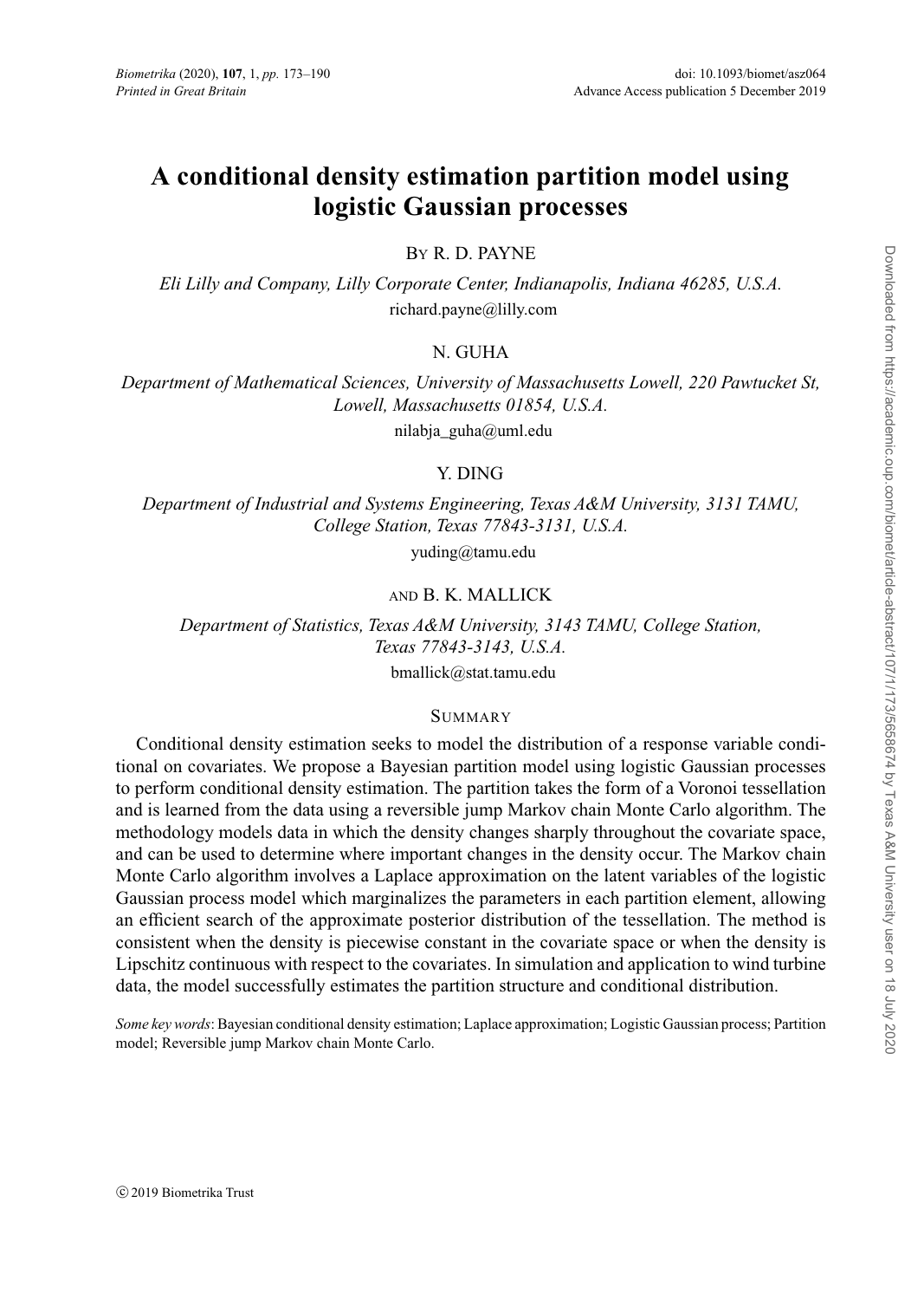# A conditional density estimation partition model using logistic Gaussian processes

By R. D. PAYNE

*Eli Lilly and Company, Lilly Corporate Center, Indianapolis, Indiana 46285, U.S.A.*
richard.payne@lilly.com

N. GUHA

*Department of Mathematical Sciences, University of Massachusetts Lowell, 220 Pawtucket St, Lowell, Massachusetts 01854, U.S.A.*
nilabja_guha@uml.edu

Y. DING

*Department of Industrial and Systems Engineering, Texas A&M University, 3131 TAMU, College Station, Texas 77843-3131, U.S.A.*
yuding@tamu.edu

AND B. K. MALLICK

*Department of Statistics, Texas A&M University, 3143 TAMU, College Station, Texas 77843-3143, U.S.A.*
bmallick@stat.tamu.edu

## Summary

Conditional density estimation seeks to model the distribution of a response variable conditional on covariates. We propose a Bayesian partition model using logistic Gaussian processes to perform conditional density estimation. The partition takes the form of a Voronoi tessellation and is learned from the data using a reversible jump Markov chain Monte Carlo algorithm. The methodology models data in which the density changes sharply throughout the covariate space, and can be used to determine where important changes in the density occur. The Markov chain Monte Carlo algorithm involves a Laplace approximation on the latent variables of the logistic Gaussian process model which marginalizes the parameters in each partition element, allowing an efficient search of the approximate posterior distribution of the tessellation. The method is consistent when the density is piecewise constant in the covariate space or when the density is Lipschitz continuous with respect to the covariates. In simulation and application to wind turbine data, the model successfully estimates the partition structure and conditional distribution.

*Some key words*: Bayesian conditional density estimation; Laplace approximation; Logistic Gaussian process; Partition model; Reversible jump Markov chain Monte Carlo.

© 2019 Biometrika Trust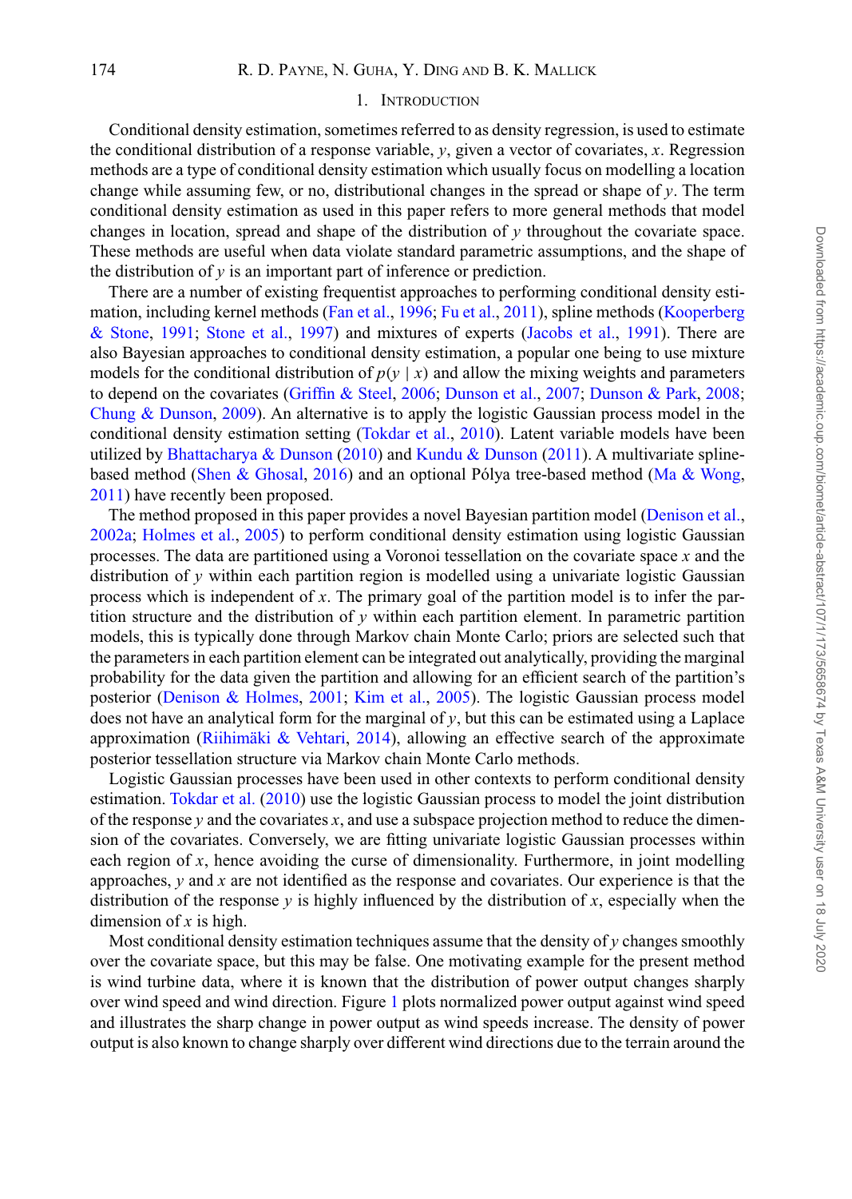## 1. Introduction

Conditional density estimation, sometimes referred to as density regression, is used to estimate the conditional distribution of a response variable, $y$, given a vector of covariates, $x$. Regression methods are a type of conditional density estimation which usually focus on modelling a location change while assuming few, or no, distributional changes in the spread or shape of $y$. The term conditional density estimation as used in this paper refers to more general methods that model changes in location, spread and shape of the distribution of $y$ throughout the covariate space. These methods are useful when data violate standard parametric assumptions, and the shape of the distribution of $y$ is an important part of inference or prediction.

There are a number of existing frequentist approaches to performing conditional density estimation, including kernel methods (Fan et al., 1996; Fu et al., 2011), spline methods (Kooperberg & Stone, 1991; Stone et al., 1997) and mixtures of experts (Jacobs et al., 1991). There are also Bayesian approaches to conditional density estimation, a popular one being to use mixture models for the conditional distribution of $p(y \mid x)$ and allow the mixing weights and parameters to depend on the covariates (Griffin & Steel, 2006; Dunson et al., 2007; Dunson & Park, 2008; Chung & Dunson, 2009). An alternative is to apply the logistic Gaussian process model in the conditional density estimation setting (Tokdar et al., 2010). Latent variable models have been utilized by Bhattacharya & Dunson (2010) and Kundu & Dunson (2011). A multivariate spline-based method (Shen & Ghosal, 2016) and an optional Pólya tree-based method (Ma & Wong, 2011) have recently been proposed.

The method proposed in this paper provides a novel Bayesian partition model (Denison et al., 2002a; Holmes et al., 2005) to perform conditional density estimation using logistic Gaussian processes. The data are partitioned using a Voronoi tessellation on the covariate space $x$ and the distribution of $y$ within each partition region is modelled using a univariate logistic Gaussian process which is independent of $x$. The primary goal of the partition model is to infer the partition structure and the distribution of $y$ within each partition element. In parametric partition models, this is typically done through Markov chain Monte Carlo; priors are selected such that the parameters in each partition element can be integrated out analytically, providing the marginal probability for the data given the partition and allowing for an efficient search of the partition's posterior (Denison & Holmes, 2001; Kim et al., 2005). The logistic Gaussian process model does not have an analytical form for the marginal of $y$, but this can be estimated using a Laplace approximation (Riihimäki & Vehtari, 2014), allowing an effective search of the approximate posterior tessellation structure via Markov chain Monte Carlo methods.

Logistic Gaussian processes have been used in other contexts to perform conditional density estimation. Tokdar et al. (2010) use the logistic Gaussian process to model the joint distribution of the response $y$ and the covariates $x$, and use a subspace projection method to reduce the dimension of the covariates. Conversely, we are fitting univariate logistic Gaussian processes within each region of $x$, hence avoiding the curse of dimensionality. Furthermore, in joint modelling approaches, $y$ and $x$ are not identified as the response and covariates. Our experience is that the distribution of the response $y$ is highly influenced by the distribution of $x$, especially when the dimension of $x$ is high.

Most conditional density estimation techniques assume that the density of $y$ changes smoothly over the covariate space, but this may be false. One motivating example for the present method is wind turbine data, where it is known that the distribution of power output changes sharply over wind speed and wind direction. Figure 1 plots normalized power output against wind speed and illustrates the sharp change in power output as wind speeds increase. The density of power output is also known to change sharply over different wind directions due to the terrain around the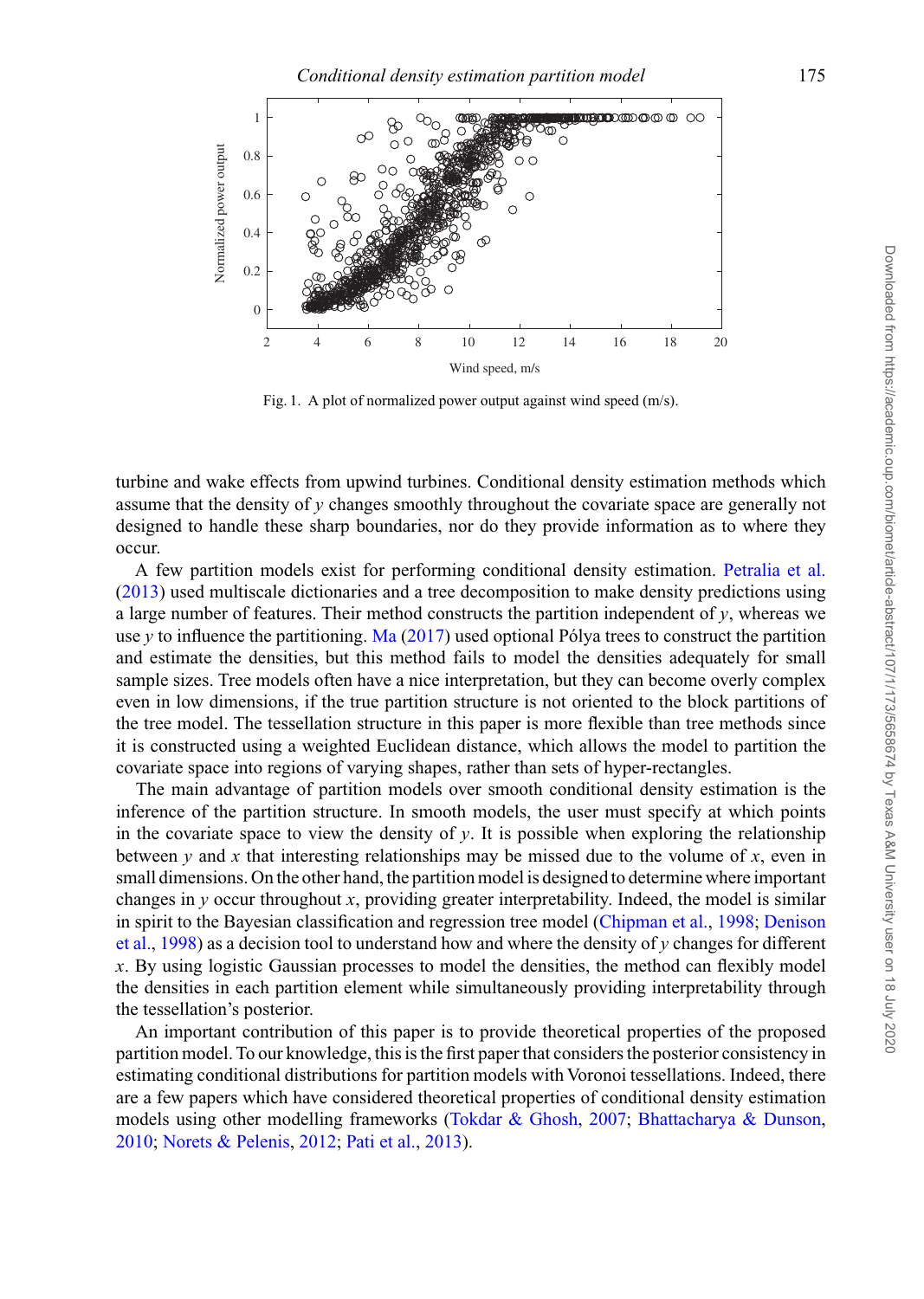1

0.8

0.6

0.4

0.2

0

Normalized power output

2 4 6 8 10 12 14 16 18 20

Wind speed, m/s

Fig. 1. A plot of normalized power output against wind speed (m/s).

turbine and wake effects from upwind turbines. Conditional density estimation methods which assume that the density of $y$ changes smoothly throughout the covariate space are generally not designed to handle these sharp boundaries, nor do they provide information as to where they occur.

A few partition models exist for performing conditional density estimation. Petralia et al. (2013) used multiscale dictionaries and a tree decomposition to make density predictions using a large number of features. Their method constructs the partition independent of $y$, whereas we use $y$ to influence the partitioning. Ma (2017) used optional Pólya trees to construct the partition and estimate the densities, but this method fails to model the densities adequately for small sample sizes. Tree models often have a nice interpretation, but they can become overly complex even in low dimensions, if the true partition structure is not oriented to the block partitions of the tree model. The tessellation structure in this paper is more flexible than tree methods since it is constructed using a weighted Euclidean distance, which allows the model to partition the covariate space into regions of varying shapes, rather than sets of hyper-rectangles.

The main advantage of partition models over smooth conditional density estimation is the inference of the partition structure. In smooth models, the user must specify at which points in the covariate space to view the density of $y$. It is possible when exploring the relationship between $y$ and $x$ that interesting relationships may be missed due to the volume of $x$, even in small dimensions. On the other hand, the partition model is designed to determine where important changes in $y$ occur throughout $x$, providing greater interpretability. Indeed, the model is similar in spirit to the Bayesian classification and regression tree model (Chipman et al., 1998; Denison et al., 1998) as a decision tool to understand how and where the density of $y$ changes for different $x$. By using logistic Gaussian processes to model the densities, the method can flexibly model the densities in each partition element while simultaneously providing interpretability through the tessellation's posterior.

An important contribution of this paper is to provide theoretical properties of the proposed partition model. To our knowledge, this is the first paper that considers the posterior consistency in estimating conditional distributions for partition models with Voronoi tessellations. Indeed, there are a few papers which have considered theoretical properties of conditional density estimation models using other modelling frameworks (Tokdar & Ghosh, 2007; Bhattacharya & Dunson, 2010; Norets & Pelenis, 2012; Pati et al., 2013).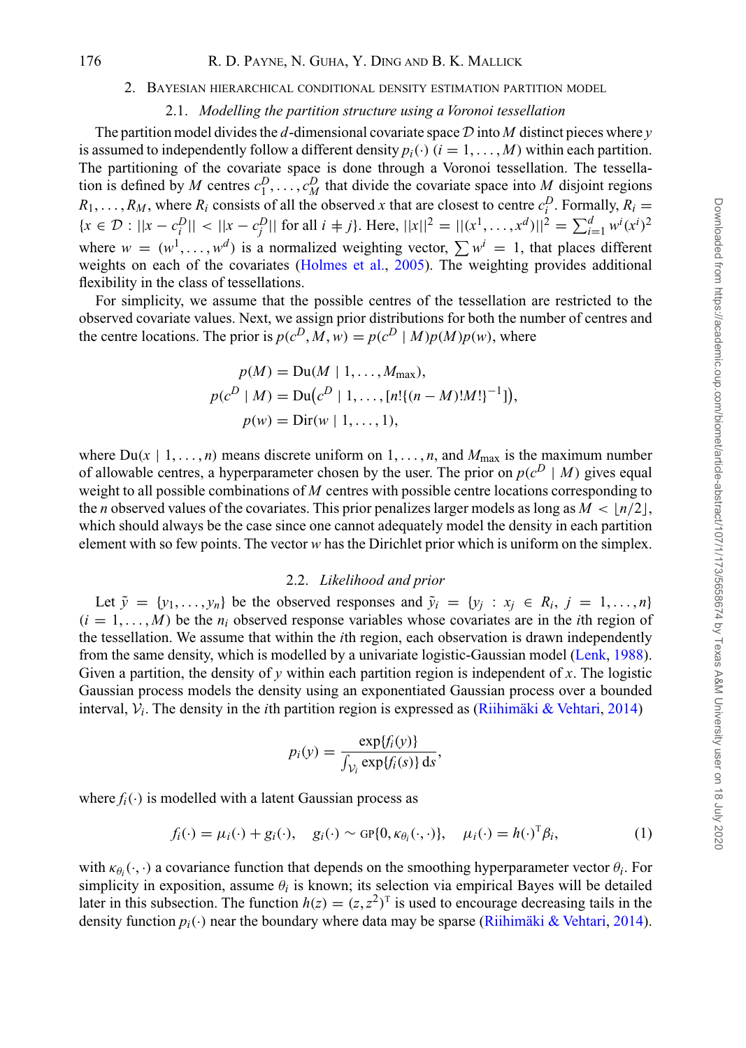## 2. Bayesian hierarchical conditional density estimation partition model

### 2.1. *Modelling the partition structure using a Voronoi tessellation*

The partition model divides the $d$-dimensional covariate space $\mathcal{D}$ into $M$ distinct pieces where $y$ is assumed to independently follow a different density $p_i(\cdot)$ $(i = 1, \ldots, M)$ within each partition. The partitioning of the covariate space is done through a Voronoi tessellation. The tessellation is defined by $M$ centres $c_1^D, \ldots, c_M^D$ that divide the covariate space into $M$ disjoint regions $R_1, \ldots, R_M$, where $R_i$ consists of all the observed $x$ that are closest to centre $c_i^D$. Formally, $R_i = \{x \in \mathcal{D} : ||x - c_i^D|| < ||x - c_j^D|| \text{ for all } i \neq j\}$. Here, $||x||^2 = ||(x^1, \ldots, x^d)||^2 = \sum_{i=1}^d w^i (x^i)^2$ where $w = (w^1, \ldots, w^d)$ is a normalized weighting vector, $\sum w^i = 1$, that places different weights on each of the covariates (Holmes et al., 2005). The weighting provides additional flexibility in the class of tessellations.

For simplicity, we assume that the possible centres of the tessellation are restricted to the observed covariate values. Next, we assign prior distributions for both the number of centres and the centre locations. The prior is $p(c^D, M, w) = p(c^D \mid M)p(M)p(w)$, where

$$
\begin{aligned}
p(M) &= \mathrm{Du}(M \mid 1, \ldots, M_{\max}),\\
p(c^D \mid M) &= \mathrm{Du}\big(c^D \mid 1, \ldots, [n!\{(n-M)!M!\}^{-1}]\big),\\
p(w) &= \mathrm{Dir}(w \mid 1, \ldots, 1),
\end{aligned}
$$

where $\mathrm{Du}(x \mid 1, \ldots, n)$ means discrete uniform on $1, \ldots, n$, and $M_{\max}$ is the maximum number of allowable centres, a hyperparameter chosen by the user. The prior on $p(c^D \mid M)$ gives equal weight to all possible combinations of $M$ centres with possible centre locations corresponding to the $n$ observed values of the covariates. This prior penalizes larger models as long as $M < \lfloor n/2 \rfloor$, which should always be the case since one cannot adequately model the density in each partition element with so few points. The vector $w$ has the Dirichlet prior which is uniform on the simplex.

### 2.2. *Likelihood and prior*

Let $\tilde{y} = \{y_1, \ldots, y_n\}$ be the observed responses and $\tilde{y}_i = \{y_j : x_j \in R_i,\ j = 1, \ldots, n\}$ $(i = 1, \ldots, M)$ be the $n_i$ observed response variables whose covariates are in the $i$th region of the tessellation. We assume that within the $i$th region, each observation is drawn independently from the same density, which is modelled by a univariate logistic-Gaussian model (Lenk, 1988). Given a partition, the density of $y$ within each partition region is independent of $x$. The logistic Gaussian process models the density using an exponentiated Gaussian process over a bounded interval, $\mathcal{V}_i$. The density in the $i$th partition region is expressed as (Riihimäki & Vehtari, 2014)

$$
p_i(y) = \frac{\exp\{f_i(y)\}}{\int_{\mathcal{V}_i} \exp\{f_i(s)\}\,\mathrm{d}s},
$$

where $f_i(\cdot)$ is modelled with a latent Gaussian process as

$$
f_i(\cdot) = \mu_i(\cdot) + g_i(\cdot), \quad g_i(\cdot) \sim \mathrm{GP}\{0, \kappa_{\theta_i}(\cdot,\cdot)\}, \quad \mu_i(\cdot) = h(\cdot)^{\mathrm{T}}\beta_i, \tag{1}
$$

with $\kappa_{\theta_i}(\cdot,\cdot)$ a covariance function that depends on the smoothing hyperparameter vector $\theta_i$. For simplicity in exposition, assume $\theta_i$ is known; its selection via empirical Bayes will be detailed later in this subsection. The function $h(z) = (z, z^2)^{\mathrm{T}}$ is used to encourage decreasing tails in the density function $p_i(\cdot)$ near the boundary where data may be sparse (Riihimäki & Vehtari, 2014).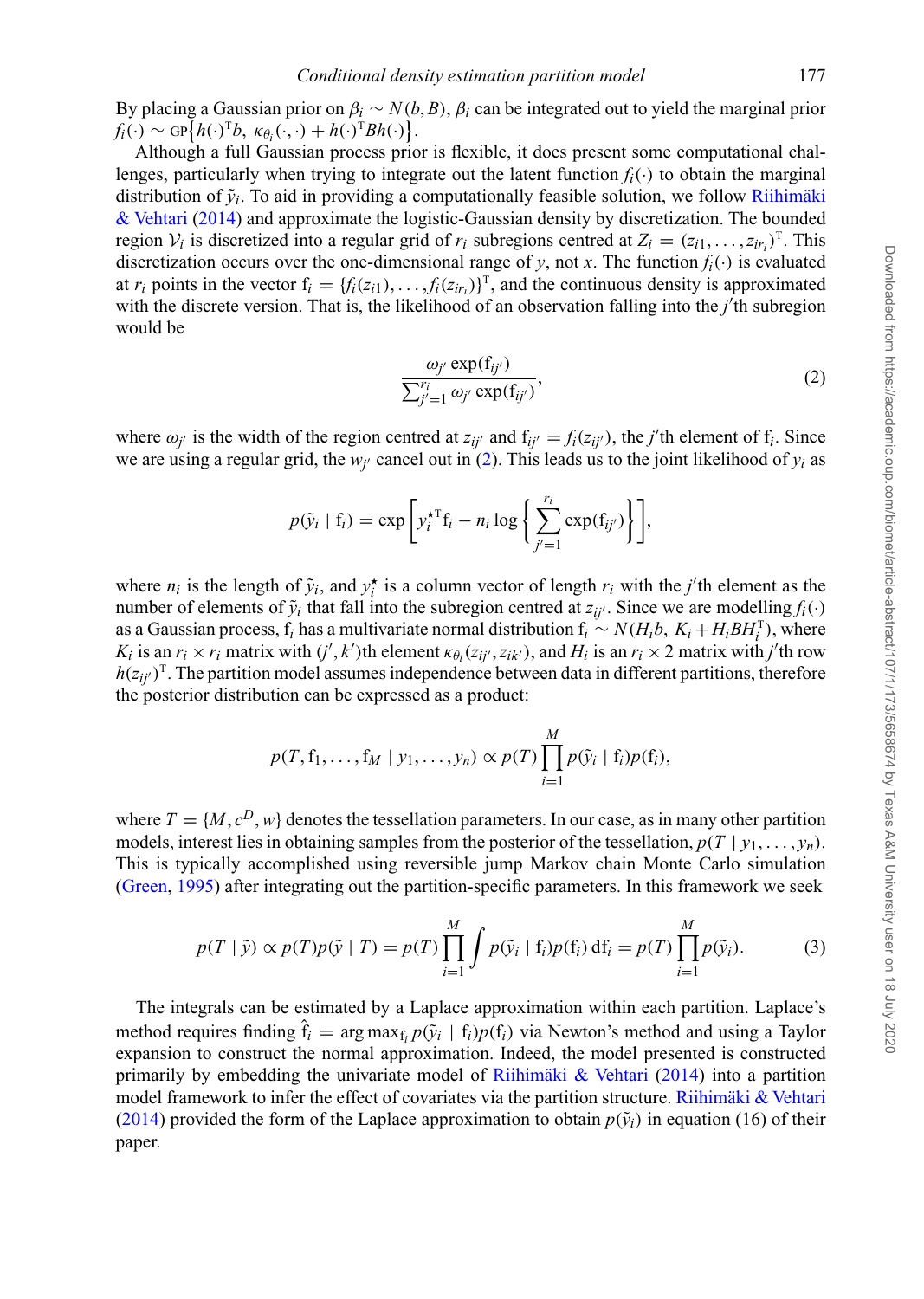By placing a Gaussian prior on $\beta_i \sim N(b, B)$, $\beta_i$ can be integrated out to yield the marginal prior $f_i(\cdot) \sim \text{GP}\{h(\cdot)^{\mathrm{T}} b,\ \kappa_{\theta_i}(\cdot,\cdot) + h(\cdot)^{\mathrm{T}} B h(\cdot)\}$.

Although a full Gaussian process prior is flexible, it does present some computational challenges, particularly when trying to integrate out the latent function $f_i(\cdot)$ to obtain the marginal distribution of $\tilde{y}_i$. To aid in providing a computationally feasible solution, we follow Riihimäki & Vehtari (2014) and approximate the logistic-Gaussian density by discretization. The bounded region $\mathcal{V}_i$ is discretized into a regular grid of $r_i$ subregions centred at $Z_i = (z_{i1}, \ldots, z_{ir_i})^{\mathrm{T}}$. This discretization occurs over the one-dimensional range of $y$, not $x$. The function $f_i(\cdot)$ is evaluated at $r_i$ points in the vector $\mathrm{f}_i = \{f_i(z_{i1}), \ldots, f_i(z_{ir_i})\}^{\mathrm{T}}$, and the continuous density is approximated with the discrete version. That is, the likelihood of an observation falling into the $j'$th subregion would be

$$\frac{\omega_{j'} \exp(\mathrm{f}_{ij'})}{\sum_{j'=1}^{r_i} \omega_{j'} \exp(\mathrm{f}_{ij'})}, \tag{2}$$

where $\omega_{j'}$ is the width of the region centred at $z_{ij'}$ and $\mathrm{f}_{ij'} = f_i(z_{ij'})$, the $j'$th element of $\mathrm{f}_i$. Since we are using a regular grid, the $w_{j'}$ cancel out in (2). This leads us to the joint likelihood of $y_i$ as

$$p(\tilde{y}_i \mid \mathrm{f}_i) = \exp\left[ y_i^{\star\mathrm{T}} \mathrm{f}_i - n_i \log\left\{ \sum_{j'=1}^{r_i} \exp(\mathrm{f}_{ij'}) \right\} \right],$$

where $n_i$ is the length of $\tilde{y}_i$, and $y_i^{\star}$ is a column vector of length $r_i$ with the $j'$th element as the number of elements of $\tilde{y}_i$ that fall into the subregion centred at $z_{ij'}$. Since we are modelling $f_i(\cdot)$ as a Gaussian process, $\mathrm{f}_i$ has a multivariate normal distribution $\mathrm{f}_i \sim N(H_i b,\ K_i + H_i B H_i^{\mathrm{T}})$, where $K_i$ is an $r_i \times r_i$ matrix with $(j', k')$th element $\kappa_{\theta_i}(z_{ij'}, z_{ik'})$, and $H_i$ is an $r_i \times 2$ matrix with $j'$th row $h(z_{ij'})^{\mathrm{T}}$. The partition model assumes independence between data in different partitions, therefore the posterior distribution can be expressed as a product:

$$p(T, \mathrm{f}_1, \ldots, \mathrm{f}_M \mid y_1, \ldots, y_n) \propto p(T) \prod_{i=1}^{M} p(\tilde{y}_i \mid \mathrm{f}_i) p(\mathrm{f}_i),$$

where $T = \{M, c^D, w\}$ denotes the tessellation parameters. In our case, as in many other partition models, interest lies in obtaining samples from the posterior of the tessellation, $p(T \mid y_1, \ldots, y_n)$. This is typically accomplished using reversible jump Markov chain Monte Carlo simulation (Green, 1995) after integrating out the partition-specific parameters. In this framework we seek

$$p(T \mid \tilde{y}) \propto p(T) p(\tilde{y} \mid T) = p(T) \prod_{i=1}^{M} \int p(\tilde{y}_i \mid \mathrm{f}_i) p(\mathrm{f}_i)\, \mathrm{d}\mathrm{f}_i = p(T) \prod_{i=1}^{M} p(\tilde{y}_i). \tag{3}$$

The integrals can be estimated by a Laplace approximation within each partition. Laplace's method requires finding $\hat{\mathrm{f}}_i = \arg\max_{\mathrm{f}_i} p(\tilde{y}_i \mid \mathrm{f}_i) p(\mathrm{f}_i)$ via Newton's method and using a Taylor expansion to construct the normal approximation. Indeed, the model presented is constructed primarily by embedding the univariate model of Riihimäki & Vehtari (2014) into a partition model framework to infer the effect of covariates via the partition structure. Riihimäki & Vehtari (2014) provided the form of the Laplace approximation to obtain $p(\tilde{y}_i)$ in equation (16) of their paper.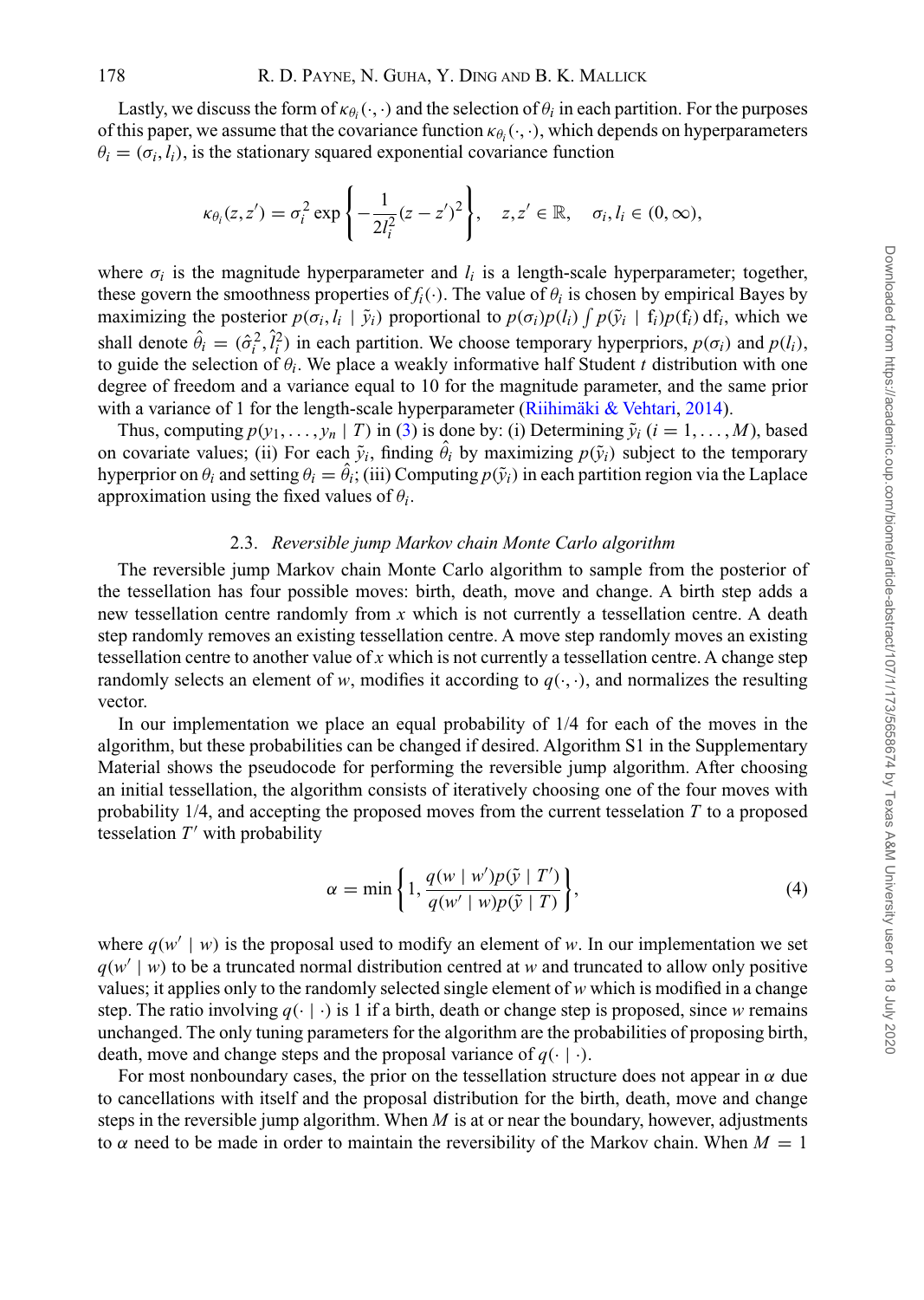Lastly, we discuss the form of $\kappa_{\theta_i}(\cdot,\cdot)$ and the selection of $\theta_i$ in each partition. For the purposes of this paper, we assume that the covariance function $\kappa_{\theta_i}(\cdot,\cdot)$, which depends on hyperparameters $\theta_i = (\sigma_i, l_i)$, is the stationary squared exponential covariance function

$$\kappa_{\theta_i}(z,z') = \sigma_i^2 \exp\left\{-\frac{1}{2l_i^2}(z-z')^2\right\}, \quad z,z' \in \mathbb{R}, \quad \sigma_i, l_i \in (0,\infty),$$

where $\sigma_i$ is the magnitude hyperparameter and $l_i$ is a length-scale hyperparameter; together, these govern the smoothness properties of $f_i(\cdot)$. The value of $\theta_i$ is chosen by empirical Bayes by maximizing the posterior $p(\sigma_i, l_i \mid \tilde{y}_i)$ proportional to $p(\sigma_i)p(l_i)\int p(\tilde{y}_i \mid \mathrm{f}_i)p(\mathrm{f}_i)\,\mathrm{d}\mathrm{f}_i$, which we shall denote $\hat{\theta}_i = (\hat{\sigma}_i^2, \hat{l}_i^2)$ in each partition. We choose temporary hyperpriors, $p(\sigma_i)$ and $p(l_i)$, to guide the selection of $\theta_i$. We place a weakly informative half Student $t$ distribution with one degree of freedom and a variance equal to 10 for the magnitude parameter, and the same prior with a variance of 1 for the length-scale hyperparameter (Riihimäki & Vehtari, 2014).

Thus, computing $p(y_1,\ldots,y_n \mid T)$ in (3) is done by: (i) Determining $\tilde{y}_i$ $(i = 1,\ldots,M)$, based on covariate values; (ii) For each $\tilde{y}_i$, finding $\hat{\theta}_i$ by maximizing $p(\tilde{y}_i)$ subject to the temporary hyperprior on $\theta_i$ and setting $\theta_i = \hat{\theta}_i$; (iii) Computing $p(\tilde{y}_i)$ in each partition region via the Laplace approximation using the fixed values of $\theta_i$.

### 2.3. *Reversible jump Markov chain Monte Carlo algorithm*

The reversible jump Markov chain Monte Carlo algorithm to sample from the posterior of the tessellation has four possible moves: birth, death, move and change. A birth step adds a new tessellation centre randomly from $x$ which is not currently a tessellation centre. A death step randomly removes an existing tessellation centre. A move step randomly moves an existing tessellation centre to another value of $x$ which is not currently a tessellation centre. A change step randomly selects an element of $w$, modifies it according to $q(\cdot,\cdot)$, and normalizes the resulting vector.

In our implementation we place an equal probability of 1/4 for each of the moves in the algorithm, but these probabilities can be changed if desired. Algorithm S1 in the Supplementary Material shows the pseudocode for performing the reversible jump algorithm. After choosing an initial tessellation, the algorithm consists of iteratively choosing one of the four moves with probability 1/4, and accepting the proposed moves from the current tesselation $T$ to a proposed tesselation $T'$ with probability

$$\alpha = \min\left\{1, \frac{q(w \mid w')p(\tilde{y} \mid T')}{q(w' \mid w)p(\tilde{y} \mid T)}\right\}, \tag{4}$$

where $q(w' \mid w)$ is the proposal used to modify an element of $w$. In our implementation we set $q(w' \mid w)$ to be a truncated normal distribution centred at $w$ and truncated to allow only positive values; it applies only to the randomly selected single element of $w$ which is modified in a change step. The ratio involving $q(\cdot \mid \cdot)$ is 1 if a birth, death or change step is proposed, since $w$ remains unchanged. The only tuning parameters for the algorithm are the probabilities of proposing birth, death, move and change steps and the proposal variance of $q(\cdot \mid \cdot)$.

For most nonboundary cases, the prior on the tessellation structure does not appear in $\alpha$ due to cancellations with itself and the proposal distribution for the birth, death, move and change steps in the reversible jump algorithm. When $M$ is at or near the boundary, however, adjustments to $\alpha$ need to be made in order to maintain the reversibility of the Markov chain. When $M = 1$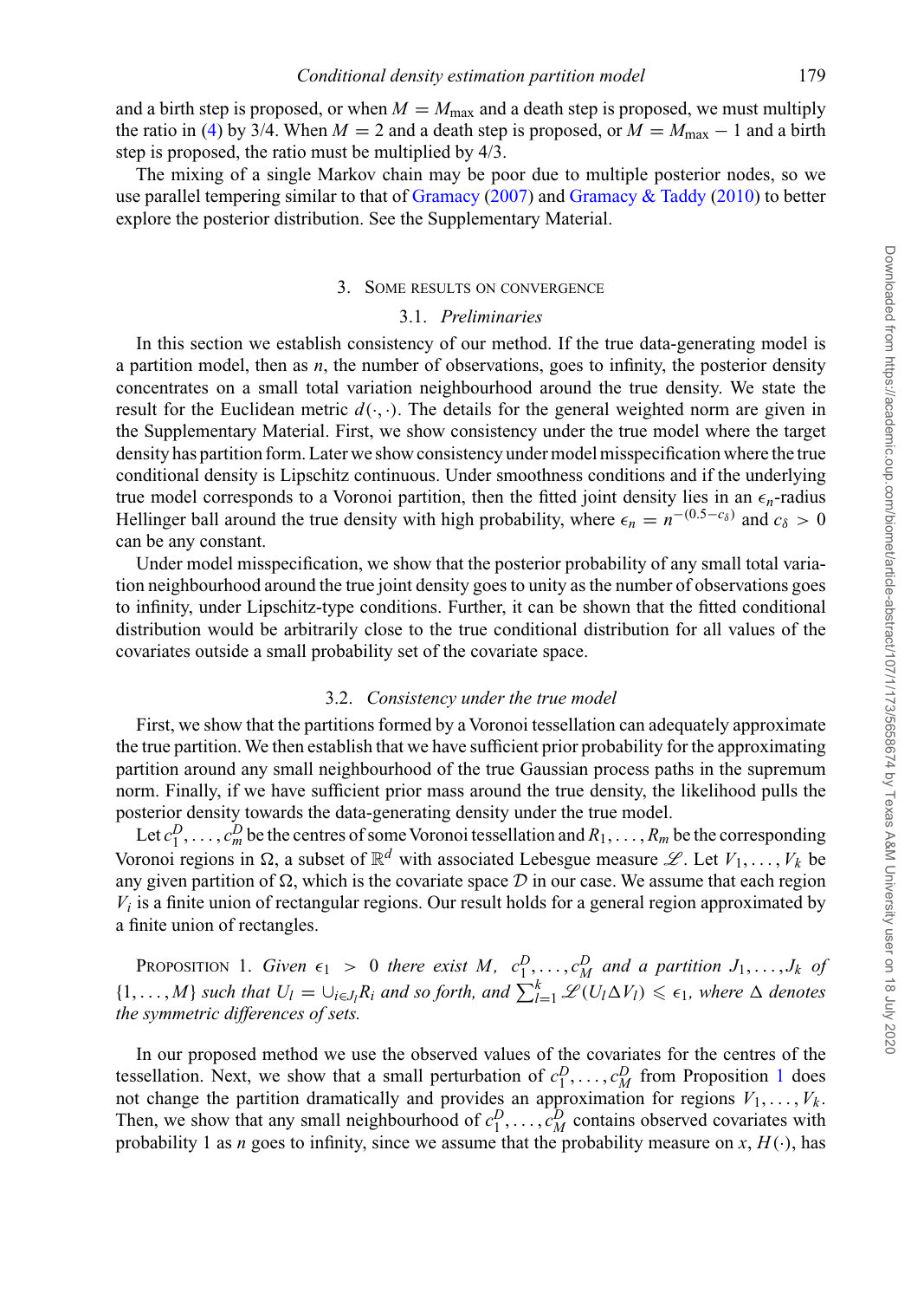and a birth step is proposed, or when $M = M_{\max}$ and a death step is proposed, we must multiply the ratio in (4) by 3/4. When $M = 2$ and a death step is proposed, or $M = M_{\max} - 1$ and a birth step is proposed, the ratio must be multiplied by 4/3.

The mixing of a single Markov chain may be poor due to multiple posterior nodes, so we use parallel tempering similar to that of Gramacy (2007) and Gramacy & Taddy (2010) to better explore the posterior distribution. See the Supplementary Material.

## 3. Some results on convergence

### 3.1. *Preliminaries*

In this section we establish consistency of our method. If the true data-generating model is a partition model, then as $n$, the number of observations, goes to infinity, the posterior density concentrates on a small total variation neighbourhood around the true density. We state the result for the Euclidean metric $d(\cdot, \cdot)$. The details for the general weighted norm are given in the Supplementary Material. First, we show consistency under the true model where the target density has partition form. Later we show consistency under model misspecification where the true conditional density is Lipschitz continuous. Under smoothness conditions and if the underlying true model corresponds to a Voronoi partition, then the fitted joint density lies in an $\epsilon_n$-radius Hellinger ball around the true density with high probability, where $\epsilon_n = n^{-(0.5-c_\delta)}$ and $c_\delta > 0$ can be any constant.

Under model misspecification, we show that the posterior probability of any small total variation neighbourhood around the true joint density goes to unity as the number of observations goes to infinity, under Lipschitz-type conditions. Further, it can be shown that the fitted conditional distribution would be arbitrarily close to the true conditional distribution for all values of the covariates outside a small probability set of the covariate space.

### 3.2. *Consistency under the true model*

First, we show that the partitions formed by a Voronoi tessellation can adequately approximate the true partition. We then establish that we have sufficient prior probability for the approximating partition around any small neighbourhood of the true Gaussian process paths in the supremum norm. Finally, if we have sufficient prior mass around the true density, the likelihood pulls the posterior density towards the data-generating density under the true model.

Let $c_1^D, \ldots, c_m^D$ be the centres of some Voronoi tessellation and $R_1, \ldots, R_m$ be the corresponding Voronoi regions in $\Omega$, a subset of $\mathbb{R}^d$ with associated Lebesgue measure $\mathscr{L}$. Let $V_1, \ldots, V_k$ be any given partition of $\Omega$, which is the covariate space $\mathcal{D}$ in our case. We assume that each region $V_i$ is a finite union of rectangular regions. Our result holds for a general region approximated by a finite union of rectangles.

Proposition 1. *Given $\epsilon_1 > 0$ there exist $M$, $c_1^D, \ldots, c_M^D$ and a partition $J_1, \ldots, J_k$ of $\{1, \ldots, M\}$ such that $U_l = \cup_{i \in J_l} R_i$ and so forth, and $\sum_{l=1}^{k} \mathscr{L}(U_l \Delta V_l) \leqslant \epsilon_1$, where $\Delta$ denotes the symmetric differences of sets.*

In our proposed method we use the observed values of the covariates for the centres of the tessellation. Next, we show that a small perturbation of $c_1^D, \ldots, c_M^D$ from Proposition 1 does not change the partition dramatically and provides an approximation for regions $V_1, \ldots, V_k$. Then, we show that any small neighbourhood of $c_1^D, \ldots, c_M^D$ contains observed covariates with probability 1 as $n$ goes to infinity, since we assume that the probability measure on $x$, $H(\cdot)$, has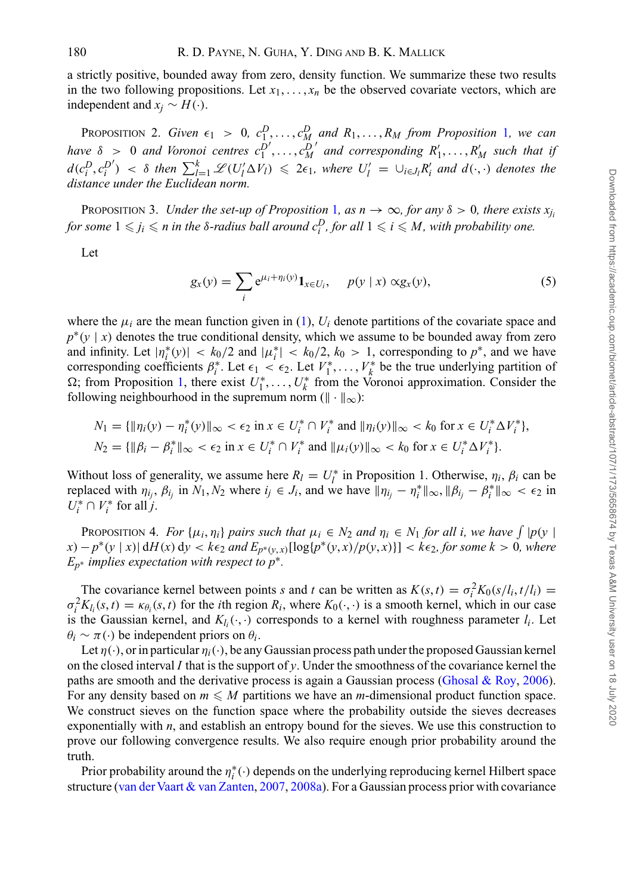a strictly positive, bounded away from zero, density function. We summarize these two results in the two following propositions. Let $x_1, \ldots, x_n$ be the observed covariate vectors, which are independent and $x_j \sim H(\cdot)$.

PROPOSITION 2. *Given $\epsilon_1 > 0$, $c_1^D, \ldots, c_M^D$ and $R_1, \ldots, R_M$ from Proposition 1, we can have $\delta > 0$ and Voronoi centres $c_1^{D'}, \ldots, c_M^{D'}$ and corresponding $R_1', \ldots, R_M'$ such that if $d(c_i^D, c_i^{D'}) < \delta$ then $\sum_{l=1}^k \mathscr{L}(U_l' \Delta V_l) \leqslant 2\epsilon_1$, where $U_l' = \cup_{i \in J_l} R_i'$ and $d(\cdot,\cdot)$ denotes the distance under the Euclidean norm.*

PROPOSITION 3. *Under the set-up of Proposition 1, as $n \to \infty$, for any $\delta > 0$, there exists $x_{j_i}$ for some $1 \leqslant j_i \leqslant n$ in the $\delta$-radius ball around $c_i^D$, for all $1 \leqslant i \leqslant M$, with probability one.*

Let

$$g_x(y) = \sum_i e^{\mu_i + \eta_i(y)} \mathbf{1}_{x \in U_i}, \quad p(y \mid x) \propto g_x(y), \tag{5}$$

where the $\mu_i$ are the mean function given in (1), $U_i$ denote partitions of the covariate space and $p^*(y \mid x)$ denotes the true conditional density, which we assume to be bounded away from zero and infinity. Let $|\eta_i^*(y)| < k_0/2$ and $|\mu_i^*| < k_0/2$, $k_0 > 1$, corresponding to $p^*$, and we have corresponding coefficients $\beta_i^*$. Let $\epsilon_1 < \epsilon_2$. Let $V_1^*, \ldots, V_k^*$ be the true underlying partition of $\Omega$; from Proposition 1, there exist $U_1^*, \ldots, U_k^*$ from the Voronoi approximation. Consider the following neighbourhood in the supremum norm ($\| \cdot \|_\infty$):

$$N_1 = \{\|\eta_i(y) - \eta_i^*(y)\|_\infty < \epsilon_2 \text{ in } x \in U_i^* \cap V_i^* \text{ and } \|\eta_i(y)\|_\infty < k_0 \text{ for } x \in U_i^* \Delta V_i^*\},$$
$$N_2 = \{\|\beta_i - \beta_i^*\|_\infty < \epsilon_2 \text{ in } x \in U_i^* \cap V_i^* \text{ and } \|\mu_i(y)\|_\infty < k_0 \text{ for } x \in U_i^* \Delta V_i^*\}.$$

Without loss of generality, we assume here $R_l = U_l^*$ in Proposition 1. Otherwise, $\eta_i$, $\beta_i$ can be replaced with $\eta_{i_j}$, $\beta_{i_j}$ in $N_1, N_2$ where $i_j \in J_i$, and we have $\|\eta_{i_j} - \eta_i^*\|_\infty, \|\beta_{i_j} - \beta_i^*\|_\infty < \epsilon_2$ in $U_i^* \cap V_i^*$ for all $j$.

PROPOSITION 4. *For $\{\mu_i, \eta_i\}$ pairs such that $\mu_i \in N_2$ and $\eta_i \in N_1$ for all $i$, we have $\int |p(y \mid x) - p^*(y \mid x)| \, \mathrm{d}H(x) \, \mathrm{d}y < k\epsilon_2$ and $E_{p^*(y,x)}[\log\{p^*(y,x)/p(y,x)\}] < k\epsilon_2$, for some $k > 0$, where $E_{p^*}$ implies expectation with respect to $p^*$.*

The covariance kernel between points $s$ and $t$ can be written as $K(s,t) = \sigma_i^2 K_0(s/l_i, t/l_i) = \sigma_i^2 K_{l_i}(s,t) = \kappa_{\theta_i}(s,t)$ for the $i$th region $R_i$, where $K_0(\cdot,\cdot)$ is a smooth kernel, which in our case is the Gaussian kernel, and $K_{l_i}(\cdot,\cdot)$ corresponds to a kernel with roughness parameter $l_i$. Let $\theta_i \sim \pi(\cdot)$ be independent priors on $\theta_i$.

Let $\eta(\cdot)$, or in particular $\eta_i(\cdot)$, be any Gaussian process path under the proposed Gaussian kernel on the closed interval $I$ that is the support of $y$. Under the smoothness of the covariance kernel the paths are smooth and the derivative process is again a Gaussian process (Ghosal & Roy, 2006). For any density based on $m \leqslant M$ partitions we have an $m$-dimensional product function space. We construct sieves on the function space where the probability outside the sieves decreases exponentially with $n$, and establish an entropy bound for the sieves. We use this construction to prove our following convergence results. We also require enough prior probability around the truth.

Prior probability around the $\eta_i^*(\cdot)$ depends on the underlying reproducing kernel Hilbert space structure (van der Vaart & van Zanten, 2007, 2008a). For a Gaussian process prior with covariance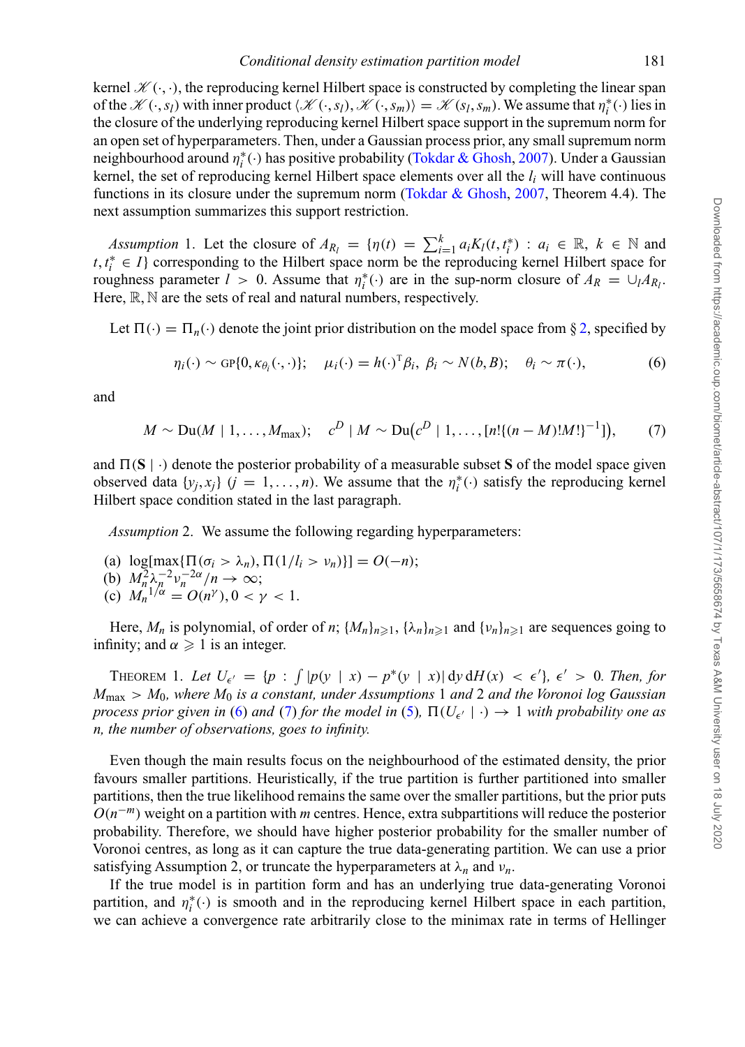kernel $\mathscr{K}(\cdot,\cdot)$, the reproducing kernel Hilbert space is constructed by completing the linear span of the $\mathscr{K}(\cdot, s_l)$ with inner product $\langle \mathscr{K}(\cdot, s_l), \mathscr{K}(\cdot, s_m)\rangle = \mathscr{K}(s_l, s_m)$. We assume that $\eta_i^*(\cdot)$ lies in the closure of the underlying reproducing kernel Hilbert space support in the supremum norm for an open set of hyperparameters. Then, under a Gaussian process prior, any small supremum norm neighbourhood around $\eta_i^*(\cdot)$ has positive probability (Tokdar & Ghosh, 2007). Under a Gaussian kernel, the set of reproducing kernel Hilbert space elements over all the $l_i$ will have continuous functions in its closure under the supremum norm (Tokdar & Ghosh, 2007, Theorem 4.4). The next assumption summarizes this support restriction.

*Assumption* 1. Let the closure of $A_{R_l} = \{\eta(t) = \sum_{i=1}^{k} a_i K_l(t, t_i^*) : a_i \in \mathbb{R},\ k \in \mathbb{N}$ and $t, t_i^* \in I\}$ corresponding to the Hilbert space norm be the reproducing kernel Hilbert space for roughness parameter $l > 0$. Assume that $\eta_i^*(\cdot)$ are in the sup-norm closure of $A_R = \cup_l A_{R_l}$. Here, $\mathbb{R}, \mathbb{N}$ are the sets of real and natural numbers, respectively.

Let $\Pi(\cdot) = \Pi_n(\cdot)$ denote the joint prior distribution on the model space from § 2, specified by

$$\eta_i(\cdot) \sim \text{GP}\{0, \kappa_{\theta_i}(\cdot,\cdot)\}; \quad \mu_i(\cdot) = h(\cdot)^{\mathrm{T}}\beta_i,\ \beta_i \sim N(b, B); \quad \theta_i \sim \pi(\cdot), \tag{6}$$

and

$$M \sim \mathrm{Du}(M \mid 1, \ldots, M_{\max}); \quad c^D \mid M \sim \mathrm{Du}\big(c^D \mid 1, \ldots, [n!\{(n-M)!M!\}^{-1}]\big), \tag{7}$$

and $\Pi(\mathbf{S} \mid \cdot)$ denote the posterior probability of a measurable subset $\mathbf{S}$ of the model space given observed data $\{y_j, x_j\}$ $(j = 1, \ldots, n)$. We assume that the $\eta_i^*(\cdot)$ satisfy the reproducing kernel Hilbert space condition stated in the last paragraph.

*Assumption* 2. We assume the following regarding hyperparameters:

(a) $\log[\max\{\Pi(\sigma_i > \lambda_n), \Pi(1/l_i > \nu_n)\}] = O(-n)$;
(b) $M_n^2 \lambda_n^{-2} \nu_n^{-2\alpha}/n \to \infty$;
(c) $M_n{}^{1/\alpha} = O(n^{\gamma}), 0 < \gamma < 1$.

Here, $M_n$ is polynomial, of order of $n$; $\{M_n\}_{n\geqslant 1}$, $\{\lambda_n\}_{n\geqslant 1}$ and $\{\nu_n\}_{n\geqslant 1}$ are sequences going to infinity; and $\alpha \geqslant 1$ is an integer.

THEOREM 1. *Let $U_{\epsilon'} = \{p : \int |p(y \mid x) - p^*(y \mid x)| \,\mathrm{d}y\, \mathrm{d}H(x) < \epsilon'\}$, $\epsilon' > 0$. Then, for $M_{\max} > M_0$, where $M_0$ is a constant, under Assumptions* 1 *and* 2 *and the Voronoi log Gaussian process prior given in* (6) *and* (7) *for the model in* (5), $\Pi(U_{\epsilon'} \mid \cdot) \to 1$ *with probability one as n, the number of observations, goes to infinity.*

Even though the main results focus on the neighbourhood of the estimated density, the prior favours smaller partitions. Heuristically, if the true partition is further partitioned into smaller partitions, then the true likelihood remains the same over the smaller partitions, but the prior puts $O(n^{-m})$ weight on a partition with $m$ centres. Hence, extra subpartitions will reduce the posterior probability. Therefore, we should have higher posterior probability for the smaller number of Voronoi centres, as long as it can capture the true data-generating partition. We can use a prior satisfying Assumption 2, or truncate the hyperparameters at $\lambda_n$ and $\nu_n$.

If the true model is in partition form and has an underlying true data-generating Voronoi partition, and $\eta_i^*(\cdot)$ is smooth and in the reproducing kernel Hilbert space in each partition, we can achieve a convergence rate arbitrarily close to the minimax rate in terms of Hellinger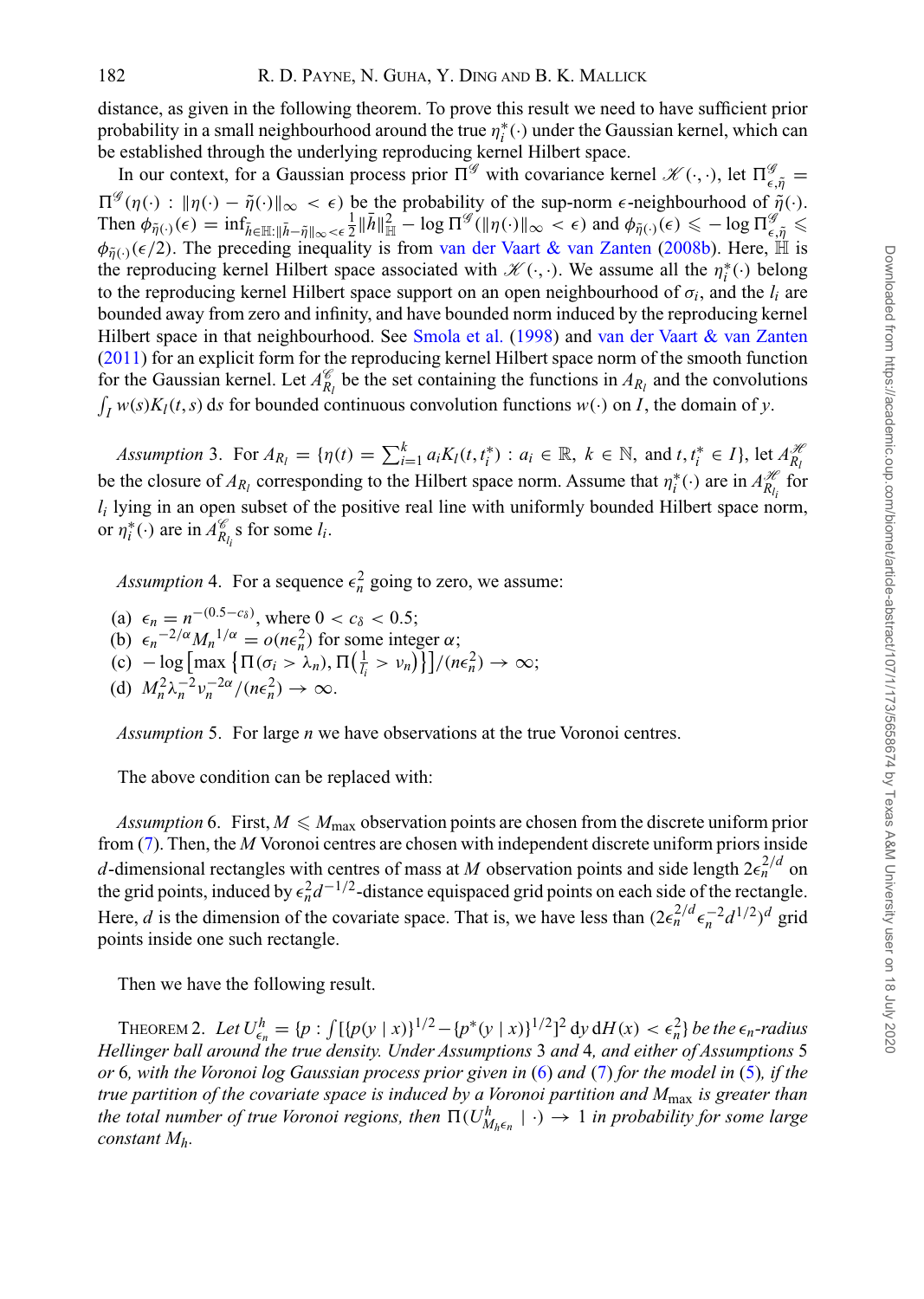distance, as given in the following theorem. To prove this result we need to have sufficient prior probability in a small neighbourhood around the true $\eta_i^*(\cdot)$ under the Gaussian kernel, which can be established through the underlying reproducing kernel Hilbert space.

In our context, for a Gaussian process prior $\Pi^{\mathscr{G}}$ with covariance kernel $\mathscr{K}(\cdot,\cdot)$, let $\Pi^{\mathscr{G}}_{\epsilon,\tilde{\eta}} = \Pi^{\mathscr{G}}(\eta(\cdot) : \|\eta(\cdot) - \tilde{\eta}(\cdot)\|_\infty < \epsilon)$ be the probability of the sup-norm $\epsilon$-neighbourhood of $\tilde{\eta}(\cdot)$. Then $\phi_{\tilde{\eta}(\cdot)}(\epsilon) = \inf_{\bar{h}\in\mathbb{H}:\|\bar{h}-\tilde{\eta}\|_\infty<\epsilon} \frac{1}{2}\|\bar{h}\|^2_{\mathbb{H}} - \log \Pi^{\mathscr{G}}(\|\eta(\cdot)\|_\infty < \epsilon)$ and $\phi_{\tilde{\eta}(\cdot)}(\epsilon) \leqslant -\log \Pi^{\mathscr{G}}_{\epsilon,\tilde{\eta}} \leqslant \phi_{\tilde{\eta}(\cdot)}(\epsilon/2)$. The preceding inequality is from van der Vaart & van Zanten (2008b). Here, $\mathbb{H}$ is the reproducing kernel Hilbert space associated with $\mathscr{K}(\cdot,\cdot)$. We assume all the $\eta_i^*(\cdot)$ belong to the reproducing kernel Hilbert space support on an open neighbourhood of $\sigma_i$, and the $l_i$ are bounded away from zero and infinity, and have bounded norm induced by the reproducing kernel Hilbert space in that neighbourhood. See Smola et al. (1998) and van der Vaart & van Zanten (2011) for an explicit form for the reproducing kernel Hilbert space norm of the smooth function for the Gaussian kernel. Let $A^{\mathscr{C}}_{R_l}$ be the set containing the functions in $A_{R_l}$ and the convolutions $\int_I w(s)K_l(t,s)\,ds$ for bounded continuous convolution functions $w(\cdot)$ on $I$, the domain of $y$.

*Assumption* 3. For $A_{R_l} = \{\eta(t) = \sum_{i=1}^k a_i K_l(t, t_i^*) : a_i \in \mathbb{R},\ k \in \mathbb{N}, \text{ and } t, t_i^* \in I\}$, let $A^{\mathscr{H}}_{R_l}$ be the closure of $A_{R_l}$ corresponding to the Hilbert space norm. Assume that $\eta_i^*(\cdot)$ are in $A^{\mathscr{H}}_{R_{l_i}}$ for $l_i$ lying in an open subset of the positive real line with uniformly bounded Hilbert space norm, or $\eta_i^*(\cdot)$ are in $A^{\mathscr{C}}_{R_{l_i}}$ s for some $l_i$.

*Assumption* 4. For a sequence $\epsilon_n^2$ going to zero, we assume:

(a) $\epsilon_n = n^{-(0.5-c_\delta)}$, where $0 < c_\delta < 0.5$;
(b) ${\epsilon_n}^{-2/\alpha}{M_n}^{1/\alpha} = o(n\epsilon_n^2)$ for some integer $\alpha$;
(c) $-\log\left[\max\left\{\Pi(\sigma_i > \lambda_n), \Pi\left(\frac{1}{l_i} > \nu_n\right)\right\}\right]/(n\epsilon_n^2) \to \infty$;
(d) $M_n^2\lambda_n^{-2}\nu_n^{-2\alpha}/(n\epsilon_n^2) \to \infty$.

*Assumption* 5. For large $n$ we have observations at the true Voronoi centres.

The above condition can be replaced with:

*Assumption* 6. First, $M \leqslant M_{\max}$ observation points are chosen from the discrete uniform prior from (7). Then, the $M$ Voronoi centres are chosen with independent discrete uniform priors inside $d$-dimensional rectangles with centres of mass at $M$ observation points and side length $2\epsilon_n^{2/d}$ on the grid points, induced by $\epsilon_n^2 d^{-1/2}$-distance equispaced grid points on each side of the rectangle. Here, $d$ is the dimension of the covariate space. That is, we have less than $(2\epsilon_n^{2/d}\epsilon_n^{-2}d^{1/2})^d$ grid points inside one such rectangle.

Then we have the following result.

Theorem 2. *Let* $U^h_{\epsilon_n} = \{p : \int[\{p(y \mid x)\}^{1/2} - \{p^*(y \mid x)\}^{1/2}]^2\, dy\, dH(x) < \epsilon_n^2\}$ *be the* $\epsilon_n$*-radius Hellinger ball around the true density. Under Assumptions* 3 *and* 4*, and either of Assumptions* 5 *or* 6*, with the Voronoi log Gaussian process prior given in* (6) *and* (7) *for the model in* (5)*, if the true partition of the covariate space is induced by a Voronoi partition and* $M_{\max}$ *is greater than the total number of true Voronoi regions, then* $\Pi(U^h_{M_h\epsilon_n} \mid \cdot) \to 1$ *in probability for some large constant* $M_h$.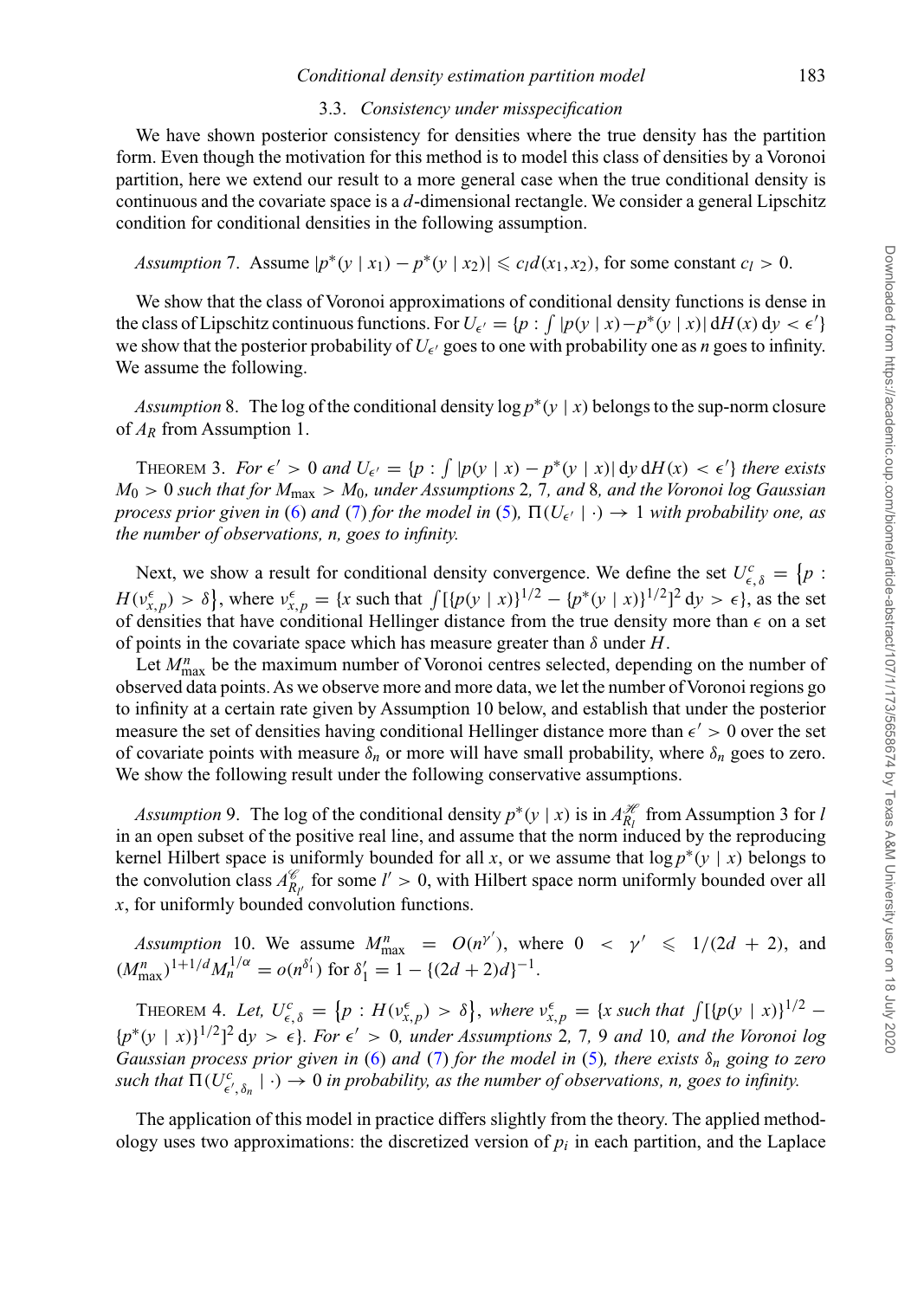### 3.3. *Consistency under misspecification*

We have shown posterior consistency for densities where the true density has the partition form. Even though the motivation for this method is to model this class of densities by a Voronoi partition, here we extend our result to a more general case when the true conditional density is continuous and the covariate space is a $d$-dimensional rectangle. We consider a general Lipschitz condition for conditional densities in the following assumption.

*Assumption* 7. Assume $|p^*(y \mid x_1) - p^*(y \mid x_2)| \leqslant c_l d(x_1, x_2)$, for some constant $c_l > 0$.

We show that the class of Voronoi approximations of conditional density functions is dense in the class of Lipschitz continuous functions. For $U_{\epsilon'} = \{p : \int |p(y \mid x) - p^*(y \mid x)| \, \mathrm{d}H(x) \, \mathrm{d}y < \epsilon'\}$ we show that the posterior probability of $U_{\epsilon'}$ goes to one with probability one as $n$ goes to infinity. We assume the following.

*Assumption* 8. The log of the conditional density $\log p^*(y \mid x)$ belongs to the sup-norm closure of $A_R$ from Assumption 1.

THEOREM 3. *For $\epsilon' > 0$ and $U_{\epsilon'} = \{p : \int |p(y \mid x) - p^*(y \mid x)| \, \mathrm{d}y \, \mathrm{d}H(x) < \epsilon'\}$ there exists $M_0 > 0$ such that for $M_{\max} > M_0$, under Assumptions* 2, 7, *and* 8, *and the Voronoi log Gaussian process prior given in* (6) *and* (7) *for the model in* (5), $\Pi(U_{\epsilon'} \mid \cdot) \to 1$ *with probability one, as the number of observations, n, goes to infinity.*

Next, we show a result for conditional density convergence. We define the set $U^c_{\epsilon,\delta} = \{p : H(v^{\epsilon}_{x,p}) > \delta\}$, where $v^{\epsilon}_{x,p} = \{x$ such that $\int [\{p(y \mid x)\}^{1/2} - \{p^*(y \mid x)\}^{1/2}]^2 \, \mathrm{d}y > \epsilon\}$, as the set of densities that have conditional Hellinger distance from the true density more than $\epsilon$ on a set of points in the covariate space which has measure greater than $\delta$ under $H$.

Let $M^n_{\max}$ be the maximum number of Voronoi centres selected, depending on the number of observed data points. As we observe more and more data, we let the number of Voronoi regions go to infinity at a certain rate given by Assumption 10 below, and establish that under the posterior measure the set of densities having conditional Hellinger distance more than $\epsilon' > 0$ over the set of covariate points with measure $\delta_n$ or more will have small probability, where $\delta_n$ goes to zero. We show the following result under the following conservative assumptions.

*Assumption* 9. The log of the conditional density $p^*(y \mid x)$ is in $A^{\mathscr{H}}_{R_l}$ from Assumption 3 for $l$ in an open subset of the positive real line, and assume that the norm induced by the reproducing kernel Hilbert space is uniformly bounded for all $x$, or we assume that $\log p^*(y \mid x)$ belongs to the convolution class $A^{\mathscr{C}}_{R_{l'}}$ for some $l' > 0$, with Hilbert space norm uniformly bounded over all $x$, for uniformly bounded convolution functions.

*Assumption* 10. We assume $M^n_{\max} = O(n^{\gamma'})$, where $0 < \gamma' \leqslant 1/(2d+2)$, and $(M^n_{\max})^{1+1/d} M_n^{1/\alpha} = o(n^{\delta'_1})$ for $\delta'_1 = 1 - \{(2d+2)d\}^{-1}$.

THEOREM 4. *Let, $U^c_{\epsilon,\delta} = \{p : H(v^{\epsilon}_{x,p}) > \delta\}$, where $v^{\epsilon}_{x,p} = \{x$ such that $\int [\{p(y \mid x)\}^{1/2} - \{p^*(y \mid x)\}^{1/2}]^2 \, \mathrm{d}y > \epsilon\}$. For $\epsilon' > 0$, under Assumptions* 2, 7, 9 *and* 10, *and the Voronoi log Gaussian process prior given in* (6) *and* (7) *for the model in* (5), *there exists $\delta_n$ going to zero such that $\Pi(U^c_{\epsilon',\delta_n} \mid \cdot) \to 0$ in probability, as the number of observations, n, goes to infinity.*

The application of this model in practice differs slightly from the theory. The applied methodology uses two approximations: the discretized version of $p_i$ in each partition, and the Laplace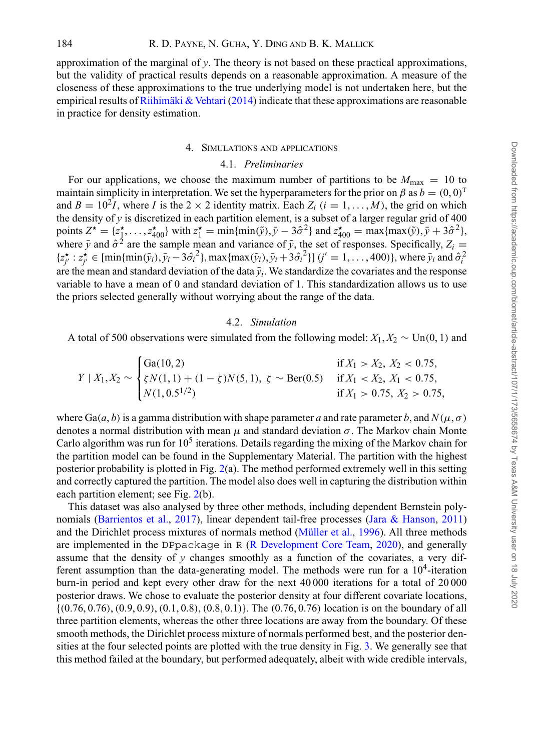approximation of the marginal of $y$. The theory is not based on these practical approximations, but the validity of practical results depends on a reasonable approximation. A measure of the closeness of these approximations to the true underlying model is not undertaken here, but the empirical results of Riihimäki & Vehtari (2014) indicate that these approximations are reasonable in practice for density estimation.

## 4. Simulations and applications

### 4.1. *Preliminaries*

For our applications, we choose the maximum number of partitions to be $M_{\max} = 10$ to maintain simplicity in interpretation. We set the hyperparameters for the prior on $\beta$ as $b = (0, 0)^{\mathrm{T}}$ and $B = 10^2 I$, where $I$ is the $2 \times 2$ identity matrix. Each $Z_i$ $(i = 1, \ldots, M)$, the grid on which the density of $y$ is discretized in each partition element, is a subset of a larger regular grid of 400 points $Z^\star = \{z_1^\star, \ldots, z_{400}^\star\}$ with $z_1^\star = \min\{\min(\tilde{y}), \bar{y} - 3\hat{\sigma}^2\}$ and $z_{400}^\star = \max\{\max(\tilde{y}), \bar{y} + 3\hat{\sigma}^2\}$, where $\bar{y}$ and $\hat{\sigma}^2$ are the sample mean and variance of $\tilde{y}$, the set of responses. Specifically, $Z_i = \{z_{j'}^\star : z_{j'}^\star \in [\min\{\min(\tilde{y}_i), \bar{y}_i - 3\hat{\sigma}_i^{\,2}\}, \max\{\max(\tilde{y}_i), \bar{y}_i + 3\hat{\sigma}_i^{\,2}\}]\ (j' = 1, \ldots, 400)\}$, where $\bar{y}_i$ and $\hat{\sigma}_i^2$ are the mean and standard deviation of the data $\tilde{y}_i$. We standardize the covariates and the response variable to have a mean of 0 and standard deviation of 1. This standardization allows us to use the priors selected generally without worrying about the range of the data.

### 4.2. *Simulation*

A total of 500 observations were simulated from the following model: $X_1, X_2 \sim \mathrm{Un}(0, 1)$ and

$$
Y \mid X_1, X_2 \sim \begin{cases} \mathrm{Ga}(10, 2) & \text{if } X_1 > X_2,\ X_2 < 0.75, \\ \zeta N(1, 1) + (1 - \zeta) N(5, 1),\ \zeta \sim \mathrm{Ber}(0.5) & \text{if } X_1 < X_2,\ X_1 < 0.75, \\ N(1, 0.5^{1/2}) & \text{if } X_1 > 0.75,\ X_2 > 0.75, \end{cases}
$$

where $\mathrm{Ga}(a, b)$ is a gamma distribution with shape parameter $a$ and rate parameter $b$, and $N(\mu, \sigma)$ denotes a normal distribution with mean $\mu$ and standard deviation $\sigma$. The Markov chain Monte Carlo algorithm was run for $10^5$ iterations. Details regarding the mixing of the Markov chain for the partition model can be found in the Supplementary Material. The partition with the highest posterior probability is plotted in Fig. 2(a). The method performed extremely well in this setting and correctly captured the partition. The model also does well in capturing the distribution within each partition element; see Fig. 2(b).

This dataset was also analysed by three other methods, including dependent Bernstein polynomials (Barrientos et al., 2017), linear dependent tail-free processes (Jara & Hanson, 2011) and the Dirichlet process mixtures of normals method (Müller et al., 1996). All three methods are implemented in the `DPpackage` in R (R Development Core Team, 2020), and generally assume that the density of $y$ changes smoothly as a function of the covariates, a very different assumption than the data-generating model. The methods were run for a $10^4$-iteration burn-in period and kept every other draw for the next 40 000 iterations for a total of 20 000 posterior draws. We chose to evaluate the posterior density at four different covariate locations, $\{(0.76, 0.76), (0.9, 0.9), (0.1, 0.8), (0.8, 0.1)\}$. The $(0.76, 0.76)$ location is on the boundary of all three partition elements, whereas the other three locations are away from the boundary. Of these smooth methods, the Dirichlet process mixture of normals performed best, and the posterior densities at the four selected points are plotted with the true density in Fig. 3. We generally see that this method failed at the boundary, but performed adequately, albeit with wide credible intervals,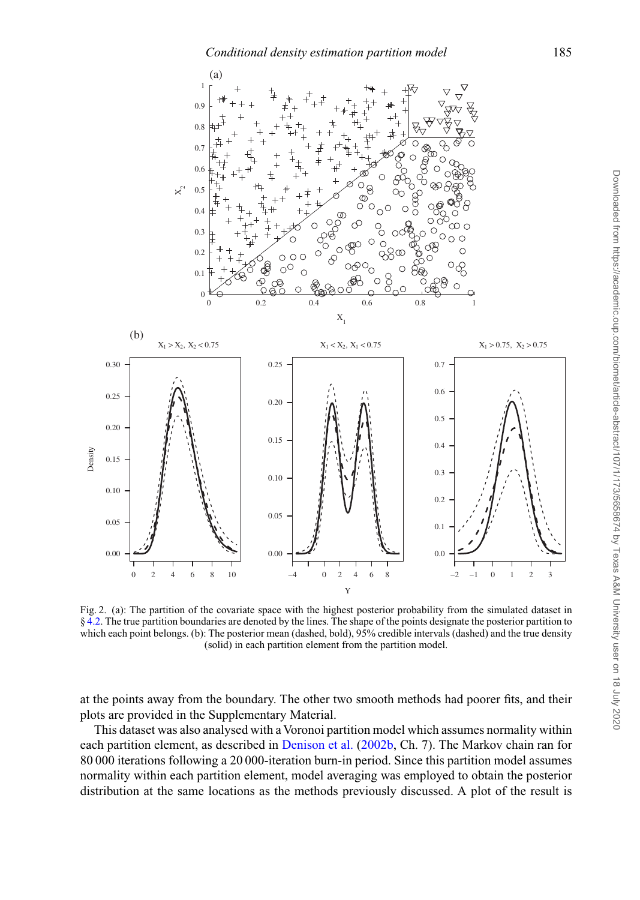Fig. 2. (a): The partition of the covariate space with the highest posterior probability from the simulated dataset in § 4.2. The true partition boundaries are denoted by the lines. The shape of the points designate the posterior partition to which each point belongs. (b): The posterior mean (dashed, bold), 95% credible intervals (dashed) and the true density (solid) in each partition element from the partition model.

at the points away from the boundary. The other two smooth methods had poorer fits, and their plots are provided in the Supplementary Material.

This dataset was also analysed with a Voronoi partition model which assumes normality within each partition element, as described in Denison et al. (2002b, Ch. 7). The Markov chain ran for 80 000 iterations following a 20 000-iteration burn-in period. Since this partition model assumes normality within each partition element, model averaging was employed to obtain the posterior distribution at the same locations as the methods previously discussed. A plot of the result is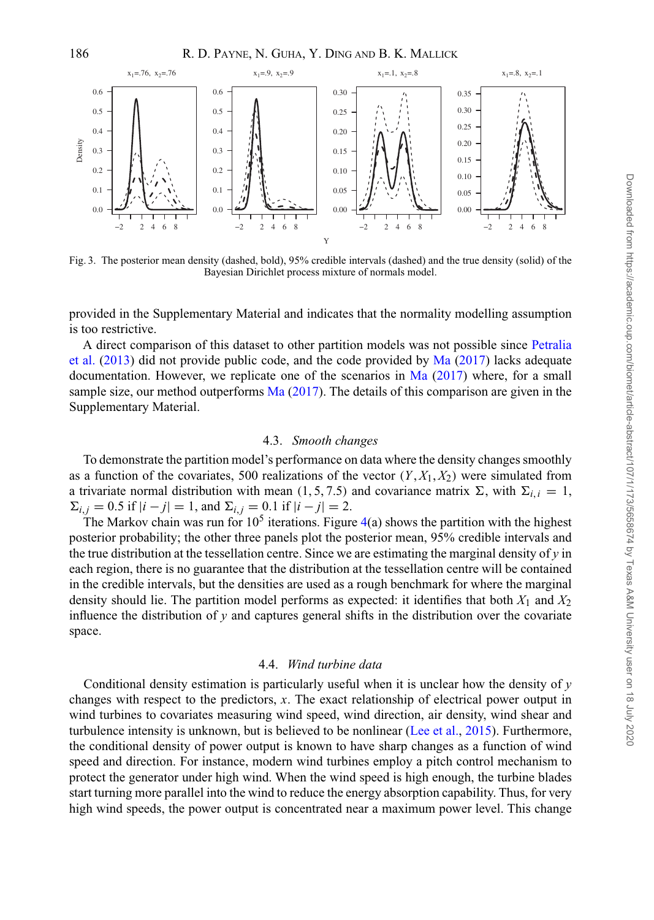Fig. 3. The posterior mean density (dashed, bold), 95% credible intervals (dashed) and the true density (solid) of the Bayesian Dirichlet process mixture of normals model.

provided in the Supplementary Material and indicates that the normality modelling assumption is too restrictive.

A direct comparison of this dataset to other partition models was not possible since Petralia et al. (2013) did not provide public code, and the code provided by Ma (2017) lacks adequate documentation. However, we replicate one of the scenarios in Ma (2017) where, for a small sample size, our method outperforms Ma (2017). The details of this comparison are given in the Supplementary Material.

### 4.3. *Smooth changes*

To demonstrate the partition model's performance on data where the density changes smoothly as a function of the covariates, 500 realizations of the vector $(Y, X_1, X_2)$ were simulated from a trivariate normal distribution with mean $(1, 5, 7.5)$ and covariance matrix $\Sigma$, with $\Sigma_{i,i} = 1$, $\Sigma_{i,j} = 0.5$ if $|i - j| = 1$, and $\Sigma_{i,j} = 0.1$ if $|i - j| = 2$.

The Markov chain was run for $10^5$ iterations. Figure 4(a) shows the partition with the highest posterior probability; the other three panels plot the posterior mean, 95% credible intervals and the true distribution at the tessellation centre. Since we are estimating the marginal density of $y$ in each region, there is no guarantee that the distribution at the tessellation centre will be contained in the credible intervals, but the densities are used as a rough benchmark for where the marginal density should lie. The partition model performs as expected: it identifies that both $X_1$ and $X_2$ influence the distribution of $y$ and captures general shifts in the distribution over the covariate space.

### 4.4. *Wind turbine data*

Conditional density estimation is particularly useful when it is unclear how the density of $y$ changes with respect to the predictors, $x$. The exact relationship of electrical power output in wind turbines to covariates measuring wind speed, wind direction, air density, wind shear and turbulence intensity is unknown, but is believed to be nonlinear (Lee et al., 2015). Furthermore, the conditional density of power output is known to have sharp changes as a function of wind speed and direction. For instance, modern wind turbines employ a pitch control mechanism to protect the generator under high wind. When the wind speed is high enough, the turbine blades start turning more parallel into the wind to reduce the energy absorption capability. Thus, for very high wind speeds, the power output is concentrated near a maximum power level. This change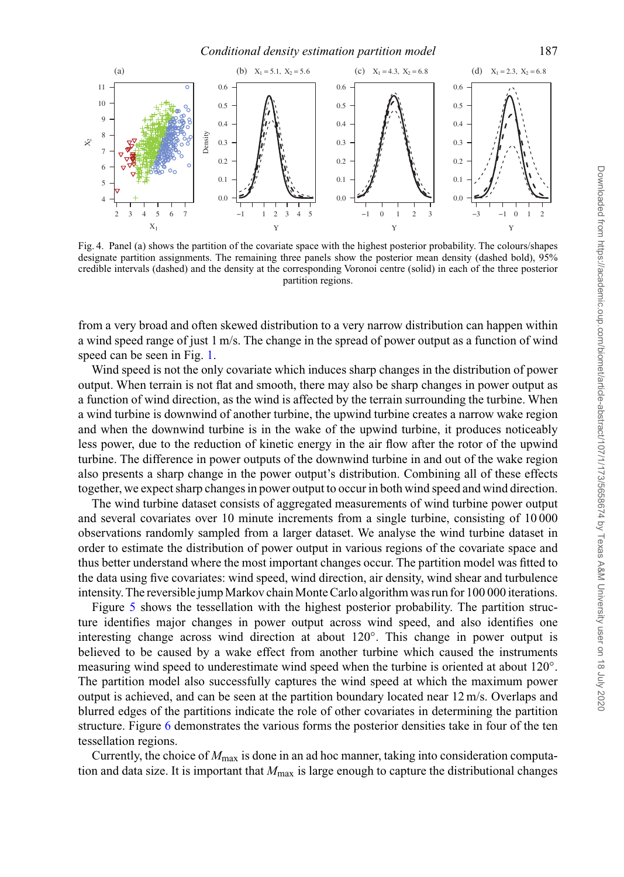Fig. 4. Panel (a) shows the partition of the covariate space with the highest posterior probability. The colours/shapes designate partition assignments. The remaining three panels show the posterior mean density (dashed bold), 95% credible intervals (dashed) and the density at the corresponding Voronoi centre (solid) in each of the three posterior partition regions.

from a very broad and often skewed distribution to a very narrow distribution can happen within a wind speed range of just 1 m/s. The change in the spread of power output as a function of wind speed can be seen in Fig. 1.

Wind speed is not the only covariate which induces sharp changes in the distribution of power output. When terrain is not flat and smooth, there may also be sharp changes in power output as a function of wind direction, as the wind is affected by the terrain surrounding the turbine. When a wind turbine is downwind of another turbine, the upwind turbine creates a narrow wake region and when the downwind turbine is in the wake of the upwind turbine, it produces noticeably less power, due to the reduction of kinetic energy in the air flow after the rotor of the upwind turbine. The difference in power outputs of the downwind turbine in and out of the wake region also presents a sharp change in the power output's distribution. Combining all of these effects together, we expect sharp changes in power output to occur in both wind speed and wind direction.

The wind turbine dataset consists of aggregated measurements of wind turbine power output and several covariates over 10 minute increments from a single turbine, consisting of 10 000 observations randomly sampled from a larger dataset. We analyse the wind turbine dataset in order to estimate the distribution of power output in various regions of the covariate space and thus better understand where the most important changes occur. The partition model was fitted to the data using five covariates: wind speed, wind direction, air density, wind shear and turbulence intensity. The reversible jump Markov chain Monte Carlo algorithm was run for 100 000 iterations.

Figure 5 shows the tessellation with the highest posterior probability. The partition structure identifies major changes in power output across wind speed, and also identifies one interesting change across wind direction at about 120°. This change in power output is believed to be caused by a wake effect from another turbine which caused the instruments measuring wind speed to underestimate wind speed when the turbine is oriented at about 120°. The partition model also successfully captures the wind speed at which the maximum power output is achieved, and can be seen at the partition boundary located near 12 m/s. Overlaps and blurred edges of the partitions indicate the role of other covariates in determining the partition structure. Figure 6 demonstrates the various forms the posterior densities take in four of the ten tessellation regions.

Currently, the choice of $M_{\max}$ is done in an ad hoc manner, taking into consideration computation and data size. It is important that $M_{\max}$ is large enough to capture the distributional changes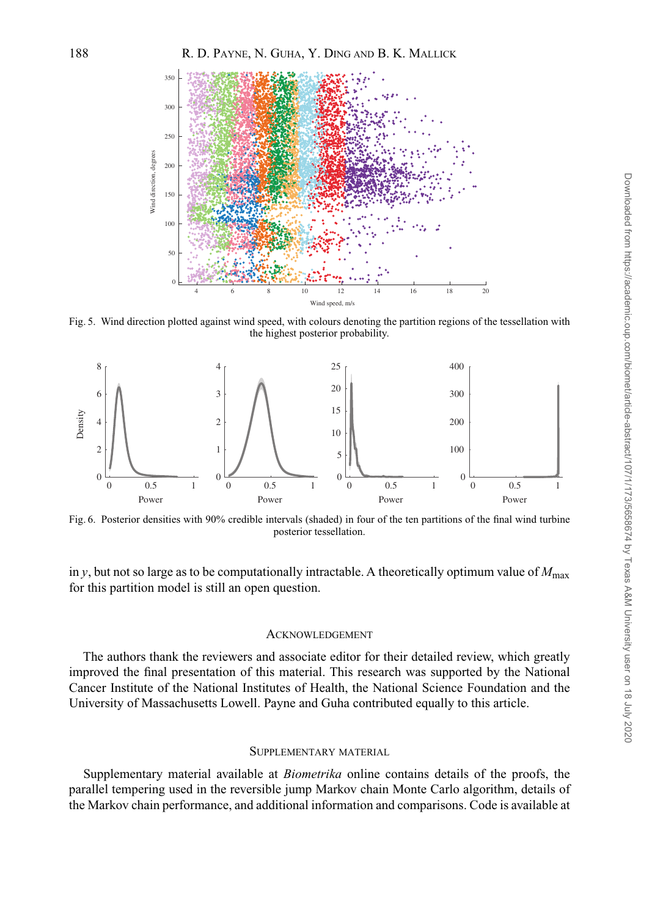Fig. 5. Wind direction plotted against wind speed, with colours denoting the partition regions of the tessellation with the highest posterior probability.

Fig. 6. Posterior densities with 90% credible intervals (shaded) in four of the ten partitions of the final wind turbine posterior tessellation.

in $y$, but not so large as to be computationally intractable. A theoretically optimum value of $M_{\max}$ for this partition model is still an open question.

## Acknowledgement

The authors thank the reviewers and associate editor for their detailed review, which greatly improved the final presentation of this material. This research was supported by the National Cancer Institute of the National Institutes of Health, the National Science Foundation and the University of Massachusetts Lowell. Payne and Guha contributed equally to this article.

## Supplementary material

Supplementary material available at *Biometrika* online contains details of the proofs, the parallel tempering used in the reversible jump Markov chain Monte Carlo algorithm, details of the Markov chain performance, and additional information and comparisons. Code is available at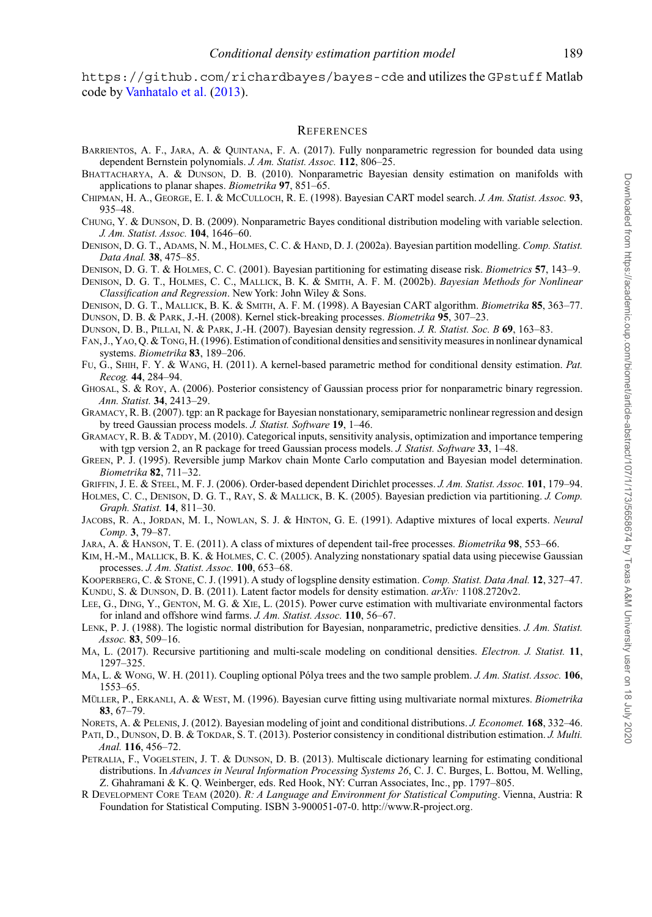https://github.com/richardbayes/bayes-cde and utilizes the GPstuff Matlab code by Vanhatalo et al. (2013).

## References

Barrientos, A. F., Jara, A. & Quintana, F. A. (2017). Fully nonparametric regression for bounded data using dependent Bernstein polynomials. *J. Am. Statist. Assoc.* **112**, 806–25.

Bhattacharya, A. & Dunson, D. B. (2010). Nonparametric Bayesian density estimation on manifolds with applications to planar shapes. *Biometrika* **97**, 851–65.

Chipman, H. A., George, E. I. & McCulloch, R. E. (1998). Bayesian CART model search. *J. Am. Statist. Assoc.* **93**, 935–48.

Chung, Y. & Dunson, D. B. (2009). Nonparametric Bayes conditional distribution modeling with variable selection. *J. Am. Statist. Assoc.* **104**, 1646–60.

Denison, D. G. T., Adams, N. M., Holmes, C. C. & Hand, D. J. (2002a). Bayesian partition modelling. *Comp. Statist. Data Anal.* **38**, 475–85.

Denison, D. G. T. & Holmes, C. C. (2001). Bayesian partitioning for estimating disease risk. *Biometrics* **57**, 143–9.

Denison, D. G. T., Holmes, C. C., Mallick, B. K. & Smith, A. F. M. (2002b). *Bayesian Methods for Nonlinear Classification and Regression*. New York: John Wiley & Sons.

Denison, D. G. T., Mallick, B. K. & Smith, A. F. M. (1998). A Bayesian CART algorithm. *Biometrika* **85**, 363–77.

Dunson, D. B. & Park, J.-H. (2008). Kernel stick-breaking processes. *Biometrika* **95**, 307–23.

Dunson, D. B., Pillai, N. & Park, J.-H. (2007). Bayesian density regression. *J. R. Statist. Soc. B* **69**, 163–83.

Fan, J., Yao, Q. & Tong, H. (1996). Estimation of conditional densities and sensitivity measures in nonlinear dynamical systems. *Biometrika* **83**, 189–206.

Fu, G., Shih, F. Y. & Wang, H. (2011). A kernel-based parametric method for conditional density estimation. *Pat. Recog.* **44**, 284–94.

Ghosal, S. & Roy, A. (2006). Posterior consistency of Gaussian process prior for nonparametric binary regression. *Ann. Statist.* **34**, 2413–29.

Gramacy, R. B. (2007). tgp: an R package for Bayesian nonstationary, semiparametric nonlinear regression and design by treed Gaussian process models. *J. Statist. Software* **19**, 1–46.

Gramacy, R. B. & Taddy, M. (2010). Categorical inputs, sensitivity analysis, optimization and importance tempering with tgp version 2, an R package for treed Gaussian process models. *J. Statist. Software* **33**, 1–48.

Green, P. J. (1995). Reversible jump Markov chain Monte Carlo computation and Bayesian model determination. *Biometrika* **82**, 711–32.

Griffin, J. E. & Steel, M. F. J. (2006). Order-based dependent Dirichlet processes. *J. Am. Statist. Assoc.* **101**, 179–94.

Holmes, C. C., Denison, D. G. T., Ray, S. & Mallick, B. K. (2005). Bayesian prediction via partitioning. *J. Comp. Graph. Statist.* **14**, 811–30.

Jacobs, R. A., Jordan, M. I., Nowlan, S. J. & Hinton, G. E. (1991). Adaptive mixtures of local experts. *Neural Comp.* **3**, 79–87.

Jara, A. & Hanson, T. E. (2011). A class of mixtures of dependent tail-free processes. *Biometrika* **98**, 553–66.

Kim, H.-M., Mallick, B. K. & Holmes, C. C. (2005). Analyzing nonstationary spatial data using piecewise Gaussian processes. *J. Am. Statist. Assoc.* **100**, 653–68.

Kooperberg, C. & Stone, C. J. (1991). A study of logspline density estimation. *Comp. Statist. Data Anal.* **12**, 327–47.

Kundu, S. & Dunson, D. B. (2011). Latent factor models for density estimation. *arXiv:* 1108.2720v2.

Lee, G., Ding, Y., Genton, M. G. & Xie, L. (2015). Power curve estimation with multivariate environmental factors for inland and offshore wind farms. *J. Am. Statist. Assoc.* **110**, 56–67.

Lenk, P. J. (1988). The logistic normal distribution for Bayesian, nonparametric, predictive densities. *J. Am. Statist. Assoc.* **83**, 509–16.

Ma, L. (2017). Recursive partitioning and multi-scale modeling on conditional densities. *Electron. J. Statist.* **11**, 1297–325.

Ma, L. & Wong, W. H. (2011). Coupling optional Pólya trees and the two sample problem. *J. Am. Statist. Assoc.* **106**, 1553–65.

Müller, P., Erkanli, A. & West, M. (1996). Bayesian curve fitting using multivariate normal mixtures. *Biometrika* **83**, 67–79.

Norets, A. & Pelenis, J. (2012). Bayesian modeling of joint and conditional distributions. *J. Economet.* **168**, 332–46.

Pati, D., Dunson, D. B. & Tokdar, S. T. (2013). Posterior consistency in conditional distribution estimation. *J. Multi. Anal.* **116**, 456–72.

Petralia, F., Vogelstein, J. T. & Dunson, D. B. (2013). Multiscale dictionary learning for estimating conditional distributions. In *Advances in Neural Information Processing Systems 26*, C. J. C. Burges, L. Bottou, M. Welling, Z. Ghahramani & K. Q. Weinberger, eds. Red Hook, NY: Curran Associates, Inc., pp. 1797–805.

R Development Core Team (2020). *R: A Language and Environment for Statistical Computing*. Vienna, Austria: R Foundation for Statistical Computing. ISBN 3-900051-07-0. http://www.R-project.org.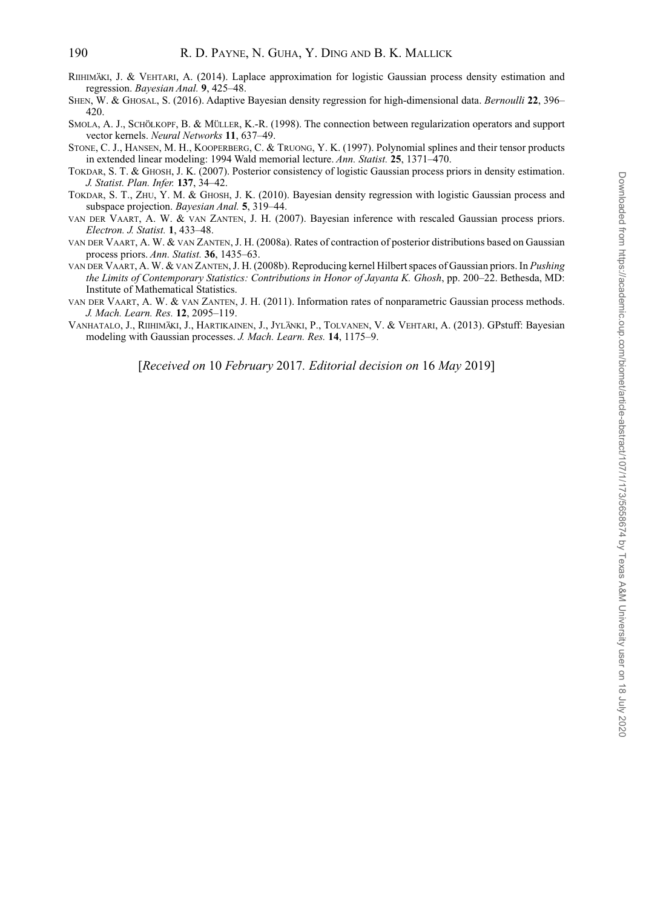Riihimäki, J. & Vehtari, A. (2014). Laplace approximation for logistic Gaussian process density estimation and regression. *Bayesian Anal.* **9**, 425–48.

Shen, W. & Ghosal, S. (2016). Adaptive Bayesian density regression for high-dimensional data. *Bernoulli* **22**, 396–420.

Smola, A. J., Schölkopf, B. & Müller, K.-R. (1998). The connection between regularization operators and support vector kernels. *Neural Networks* **11**, 637–49.

Stone, C. J., Hansen, M. H., Kooperberg, C. & Truong, Y. K. (1997). Polynomial splines and their tensor products in extended linear modeling: 1994 Wald memorial lecture. *Ann. Statist.* **25**, 1371–470.

Tokdar, S. T. & Ghosh, J. K. (2007). Posterior consistency of logistic Gaussian process priors in density estimation. *J. Statist. Plan. Infer.* **137**, 34–42.

Tokdar, S. T., Zhu, Y. M. & Ghosh, J. K. (2010). Bayesian density regression with logistic Gaussian process and subspace projection. *Bayesian Anal.* **5**, 319–44.

van der Vaart, A. W. & van Zanten, J. H. (2007). Bayesian inference with rescaled Gaussian process priors. *Electron. J. Statist.* **1**, 433–48.

van der Vaart, A. W. & van Zanten, J. H. (2008a). Rates of contraction of posterior distributions based on Gaussian process priors. *Ann. Statist.* **36**, 1435–63.

van der Vaart, A. W. & van Zanten, J. H. (2008b). Reproducing kernel Hilbert spaces of Gaussian priors. In *Pushing the Limits of Contemporary Statistics: Contributions in Honor of Jayanta K. Ghosh*, pp. 200–22. Bethesda, MD: Institute of Mathematical Statistics.

van der Vaart, A. W. & van Zanten, J. H. (2011). Information rates of nonparametric Gaussian process methods. *J. Mach. Learn. Res.* **12**, 2095–119.

Vanhatalo, J., Riihimäki, J., Hartikainen, J., Jylänki, P., Tolvanen, V. & Vehtari, A. (2013). GPstuff: Bayesian modeling with Gaussian processes. *J. Mach. Learn. Res.* **14**, 1175–9.

[*Received on* 10 *February* 2017. *Editorial decision on* 16 *May* 2019]